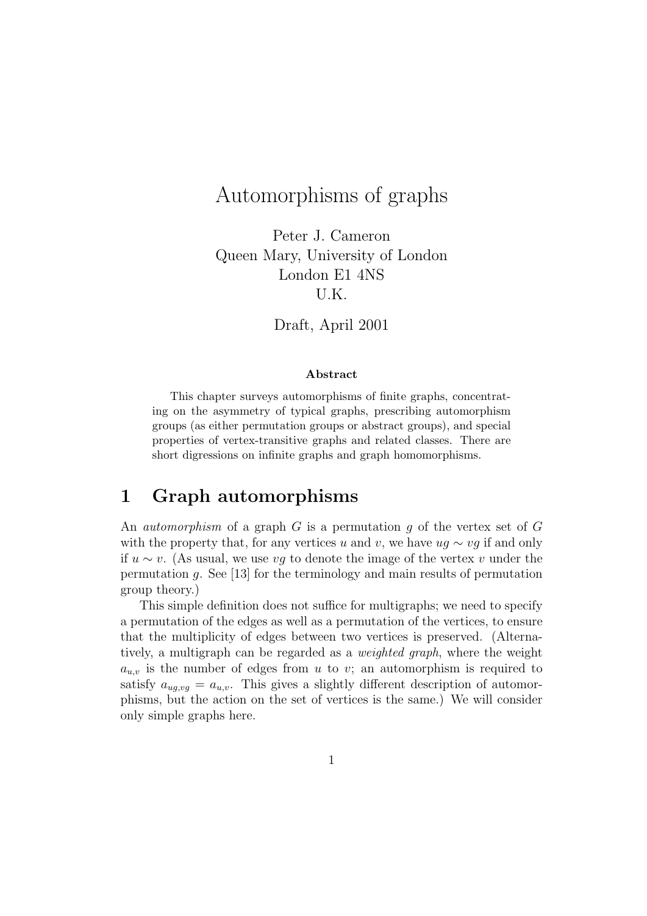# Automorphisms of graphs

Peter J. Cameron
Queen Mary, University of London
London E1 4NS
U.K.

Draft, April 2001

**Abstract**

This chapter surveys automorphisms of finite graphs, concentrating on the asymmetry of typical graphs, prescribing automorphism groups (as either permutation groups or abstract groups), and special properties of vertex-transitive graphs and related classes. There are short digressions on infinite graphs and graph homomorphisms.

## 1 Graph automorphisms

An *automorphism* of a graph $G$ is a permutation $g$ of the vertex set of $G$ with the property that, for any vertices $u$ and $v$, we have $ug \sim vg$ if and only if $u \sim v$. (As usual, we use $vg$ to denote the image of the vertex $v$ under the permutation $g$. See [13] for the terminology and main results of permutation group theory.)

This simple definition does not suffice for multigraphs; we need to specify a permutation of the edges as well as a permutation of the vertices, to ensure that the multiplicity of edges between two vertices is preserved. (Alternatively, a multigraph can be regarded as a *weighted graph*, where the weight $a_{u,v}$ is the number of edges from $u$ to $v$; an automorphism is required to satisfy $a_{ug,vg} = a_{u,v}$. This gives a slightly different description of automorphisms, but the action on the set of vertices is the same.) We will consider only simple graphs here.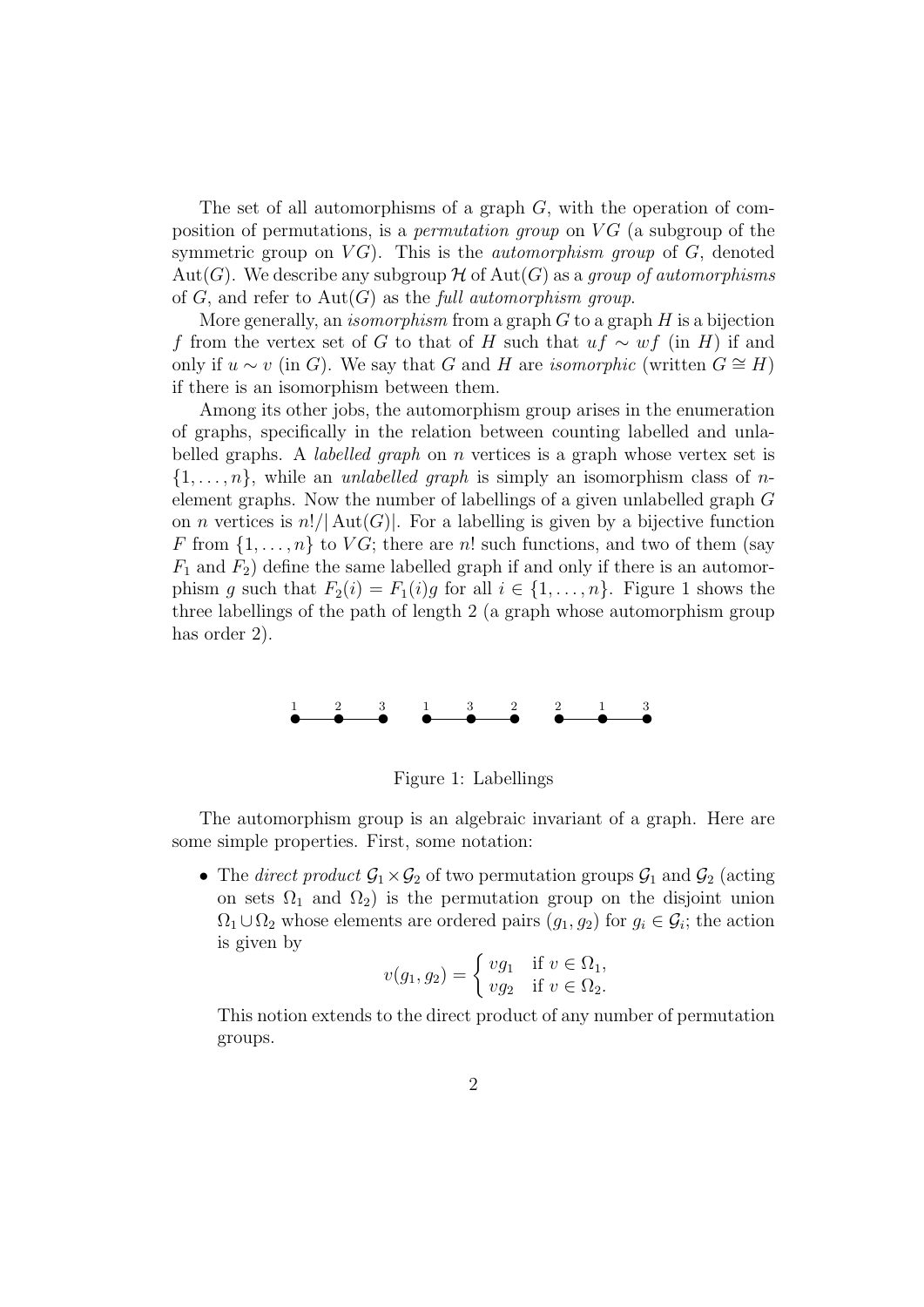The set of all automorphisms of a graph $G$, with the operation of composition of permutations, is a *permutation group* on $VG$ (a subgroup of the symmetric group on $VG$). This is the *automorphism group* of $G$, denoted $\mathrm{Aut}(G)$. We describe any subgroup $\mathcal{H}$ of $\mathrm{Aut}(G)$ as a *group of automorphisms* of $G$, and refer to $\mathrm{Aut}(G)$ as the *full automorphism group*.

More generally, an *isomorphism* from a graph $G$ to a graph $H$ is a bijection $f$ from the vertex set of $G$ to that of $H$ such that $uf \sim wf$ (in $H$) if and only if $u \sim v$ (in $G$). We say that $G$ and $H$ are *isomorphic* (written $G \cong H$) if there is an isomorphism between them.

Among its other jobs, the automorphism group arises in the enumeration of graphs, specifically in the relation between counting labelled and unlabelled graphs. A *labelled graph* on $n$ vertices is a graph whose vertex set is $\{1, \ldots, n\}$, while an *unlabelled graph* is simply an isomorphism class of $n$-element graphs. Now the number of labellings of a given unlabelled graph $G$ on $n$ vertices is $n!/|\mathrm{Aut}(G)|$. For a labelling is given by a bijective function $F$ from $\{1, \ldots, n\}$ to $VG$; there are $n!$ such functions, and two of them (say $F_1$ and $F_2$) define the same labelled graph if and only if there is an automorphism $g$ such that $F_2(i) = F_1(i)g$ for all $i \in \{1, \ldots, n\}$. Figure 1 shows the three labellings of the path of length 2 (a graph whose automorphism group has order 2).

1 — 2 — 3    1 — 3 — 2    2 — 1 — 3

Figure 1: Labellings

The automorphism group is an algebraic invariant of a graph. Here are some simple properties. First, some notation:

- The *direct product* $\mathcal{G}_1 \times \mathcal{G}_2$ of two permutation groups $\mathcal{G}_1$ and $\mathcal{G}_2$ (acting on sets $\Omega_1$ and $\Omega_2$) is the permutation group on the disjoint union $\Omega_1 \cup \Omega_2$ whose elements are ordered pairs $(g_1, g_2)$ for $g_i \in \mathcal{G}_i$; the action is given by

$$v(g_1, g_2) = \begin{cases} vg_1 & \text{if } v \in \Omega_1, \\ vg_2 & \text{if } v \in \Omega_2. \end{cases}$$

  This notion extends to the direct product of any number of permutation groups.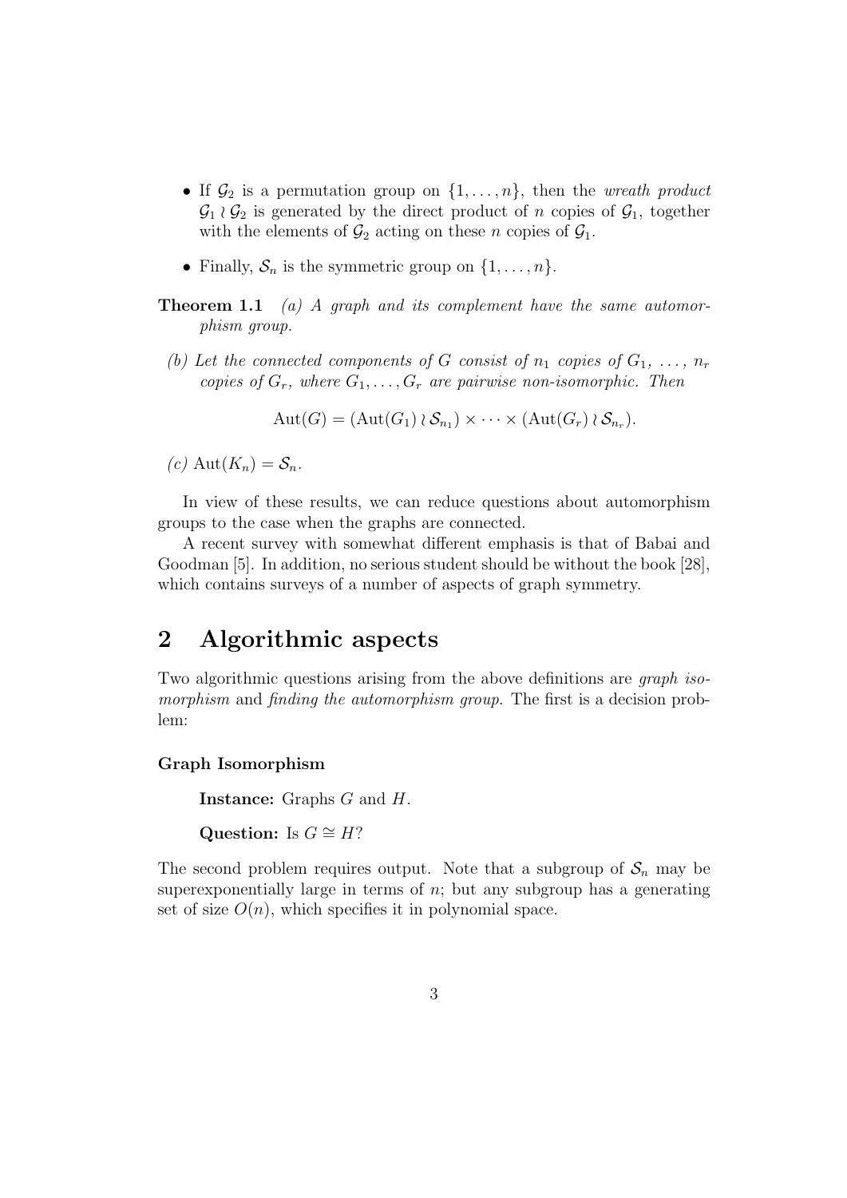- If $\mathcal{G}_2$ is a permutation group on $\{1, \ldots, n\}$, then the *wreath product* $\mathcal{G}_1 \wr \mathcal{G}_2$ is generated by the direct product of $n$ copies of $\mathcal{G}_1$, together with the elements of $\mathcal{G}_2$ acting on these $n$ copies of $\mathcal{G}_1$.

- Finally, $\mathcal{S}_n$ is the symmetric group on $\{1, \ldots, n\}$.

**Theorem 1.1** *(a) A graph and its complement have the same automorphism group.*

*(b) Let the connected components of $G$ consist of $n_1$ copies of $G_1$, ..., $n_r$ copies of $G_r$, where $G_1, \ldots, G_r$ are pairwise non-isomorphic. Then*

$$\mathrm{Aut}(G) = (\mathrm{Aut}(G_1) \wr \mathcal{S}_{n_1}) \times \cdots \times (\mathrm{Aut}(G_r) \wr \mathcal{S}_{n_r}).$$

*(c)* $\mathrm{Aut}(K_n) = \mathcal{S}_n$.

In view of these results, we can reduce questions about automorphism groups to the case when the graphs are connected.

A recent survey with somewhat different emphasis is that of Babai and Goodman [5]. In addition, no serious student should be without the book [28], which contains surveys of a number of aspects of graph symmetry.

## 2 Algorithmic aspects

Two algorithmic questions arising from the above definitions are *graph isomorphism* and *finding the automorphism group*. The first is a decision problem:

**Graph Isomorphism**

> **Instance:** Graphs $G$ and $H$.
>
> **Question:** Is $G \cong H$?

The second problem requires output. Note that a subgroup of $\mathcal{S}_n$ may be superexponentially large in terms of $n$; but any subgroup has a generating set of size $O(n)$, which specifies it in polynomial space.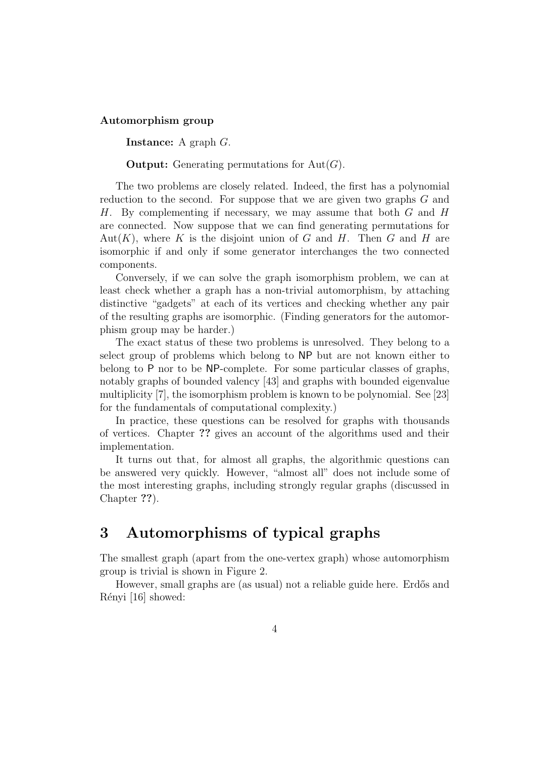**Automorphism group**

> **Instance:** A graph $G$.
>
> **Output:** Generating permutations for $\mathrm{Aut}(G)$.

The two problems are closely related. Indeed, the first has a polynomial reduction to the second. For suppose that we are given two graphs $G$ and $H$. By complementing if necessary, we may assume that both $G$ and $H$ are connected. Now suppose that we can find generating permutations for $\mathrm{Aut}(K)$, where $K$ is the disjoint union of $G$ and $H$. Then $G$ and $H$ are isomorphic if and only if some generator interchanges the two connected components.

Conversely, if we can solve the graph isomorphism problem, we can at least check whether a graph has a non-trivial automorphism, by attaching distinctive "gadgets" at each of its vertices and checking whether any pair of the resulting graphs are isomorphic. (Finding generators for the automorphism group may be harder.)

The exact status of these two problems is unresolved. They belong to a select group of problems which belong to NP but are not known either to belong to P nor to be NP-complete. For some particular classes of graphs, notably graphs of bounded valency [43] and graphs with bounded eigenvalue multiplicity [7], the isomorphism problem is known to be polynomial. See [23] for the fundamentals of computational complexity.)

In practice, these questions can be resolved for graphs with thousands of vertices. Chapter **??** gives an account of the algorithms used and their implementation.

It turns out that, for almost all graphs, the algorithmic questions can be answered very quickly. However, "almost all" does not include some of the most interesting graphs, including strongly regular graphs (discussed in Chapter **??**).

## 3 Automorphisms of typical graphs

The smallest graph (apart from the one-vertex graph) whose automorphism group is trivial is shown in Figure 2.

However, small graphs are (as usual) not a reliable guide here. Erdős and Rényi [16] showed: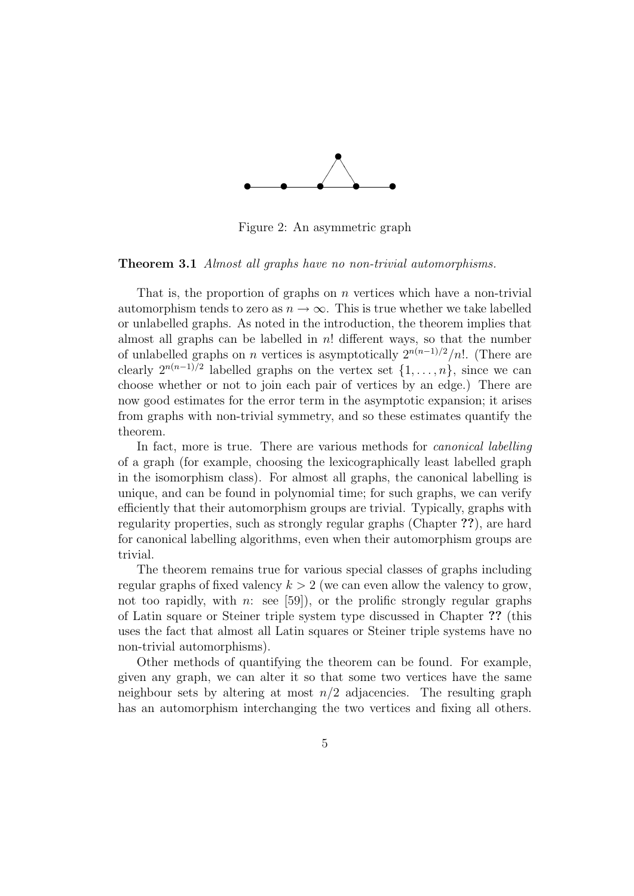Figure 2: An asymmetric graph

**Theorem 3.1** *Almost all graphs have no non-trivial automorphisms.*

That is, the proportion of graphs on $n$ vertices which have a non-trivial automorphism tends to zero as $n \to \infty$. This is true whether we take labelled or unlabelled graphs. As noted in the introduction, the theorem implies that almost all graphs can be labelled in $n!$ different ways, so that the number of unlabelled graphs on $n$ vertices is asymptotically $2^{n(n-1)/2}/n!$. (There are clearly $2^{n(n-1)/2}$ labelled graphs on the vertex set $\{1, \ldots, n\}$, since we can choose whether or not to join each pair of vertices by an edge.) There are now good estimates for the error term in the asymptotic expansion; it arises from graphs with non-trivial symmetry, and so these estimates quantify the theorem.

In fact, more is true. There are various methods for *canonical labelling* of a graph (for example, choosing the lexicographically least labelled graph in the isomorphism class). For almost all graphs, the canonical labelling is unique, and can be found in polynomial time; for such graphs, we can verify efficiently that their automorphism groups are trivial. Typically, graphs with regularity properties, such as strongly regular graphs (Chapter **??**), are hard for canonical labelling algorithms, even when their automorphism groups are trivial.

The theorem remains true for various special classes of graphs including regular graphs of fixed valency $k > 2$ (we can even allow the valency to grow, not too rapidly, with $n$: see [59]), or the prolific strongly regular graphs of Latin square or Steiner triple system type discussed in Chapter **??** (this uses the fact that almost all Latin squares or Steiner triple systems have no non-trivial automorphisms).

Other methods of quantifying the theorem can be found. For example, given any graph, we can alter it so that some two vertices have the same neighbour sets by altering at most $n/2$ adjacencies. The resulting graph has an automorphism interchanging the two vertices and fixing all others.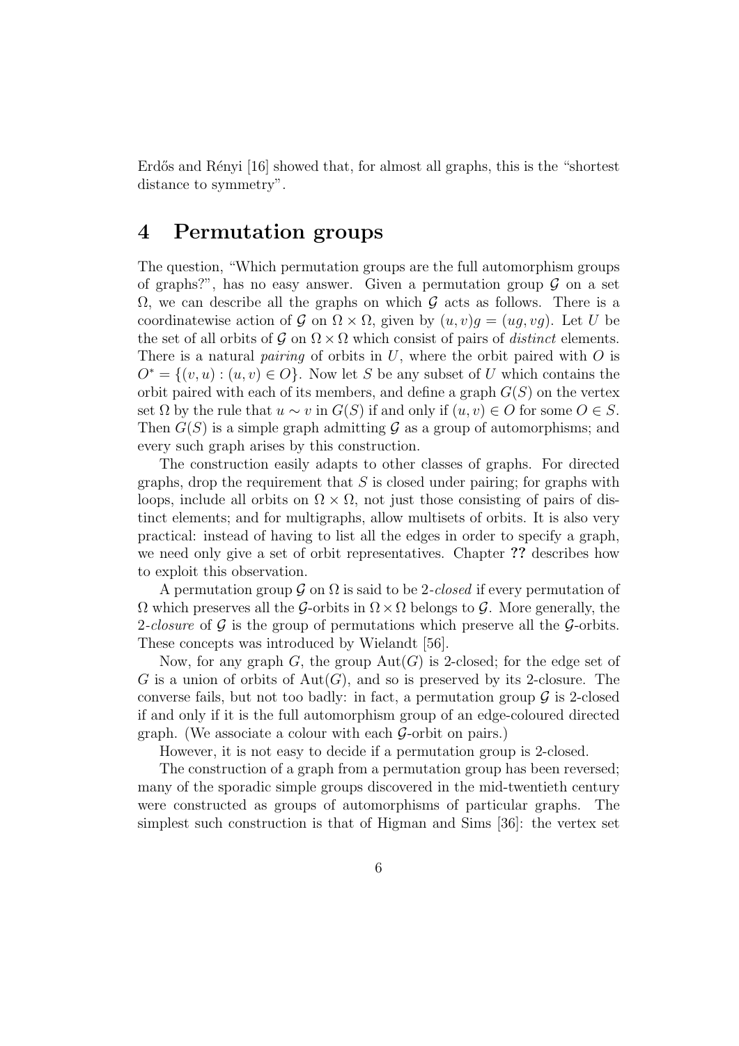Erdős and Rényi [16] showed that, for almost all graphs, this is the "shortest distance to symmetry".

## 4 Permutation groups

The question, "Which permutation groups are the full automorphism groups of graphs?", has no easy answer. Given a permutation group $\mathcal{G}$ on a set $\Omega$, we can describe all the graphs on which $\mathcal{G}$ acts as follows. There is a coordinatewise action of $\mathcal{G}$ on $\Omega \times \Omega$, given by $(u, v)g = (ug, vg)$. Let $U$ be the set of all orbits of $\mathcal{G}$ on $\Omega \times \Omega$ which consist of pairs of *distinct* elements. There is a natural *pairing* of orbits in $U$, where the orbit paired with $O$ is $O^* = \{(v, u) : (u, v) \in O\}$. Now let $S$ be any subset of $U$ which contains the orbit paired with each of its members, and define a graph $G(S)$ on the vertex set $\Omega$ by the rule that $u \sim v$ in $G(S)$ if and only if $(u, v) \in O$ for some $O \in S$. Then $G(S)$ is a simple graph admitting $\mathcal{G}$ as a group of automorphisms; and every such graph arises by this construction.

The construction easily adapts to other classes of graphs. For directed graphs, drop the requirement that $S$ is closed under pairing; for graphs with loops, include all orbits on $\Omega \times \Omega$, not just those consisting of pairs of distinct elements; and for multigraphs, allow multisets of orbits. It is also very practical: instead of having to list all the edges in order to specify a graph, we need only give a set of orbit representatives. Chapter **??** describes how to exploit this observation.

A permutation group $\mathcal{G}$ on $\Omega$ is said to be 2-*closed* if every permutation of $\Omega$ which preserves all the $\mathcal{G}$-orbits in $\Omega \times \Omega$ belongs to $\mathcal{G}$. More generally, the 2-*closure* of $\mathcal{G}$ is the group of permutations which preserve all the $\mathcal{G}$-orbits. These concepts was introduced by Wielandt [56].

Now, for any graph $G$, the group $\mathrm{Aut}(G)$ is 2-closed; for the edge set of $G$ is a union of orbits of $\mathrm{Aut}(G)$, and so is preserved by its 2-closure. The converse fails, but not too badly: in fact, a permutation group $\mathcal{G}$ is 2-closed if and only if it is the full automorphism group of an edge-coloured directed graph. (We associate a colour with each $\mathcal{G}$-orbit on pairs.)

However, it is not easy to decide if a permutation group is 2-closed.

The construction of a graph from a permutation group has been reversed; many of the sporadic simple groups discovered in the mid-twentieth century were constructed as groups of automorphisms of particular graphs. The simplest such construction is that of Higman and Sims [36]: the vertex set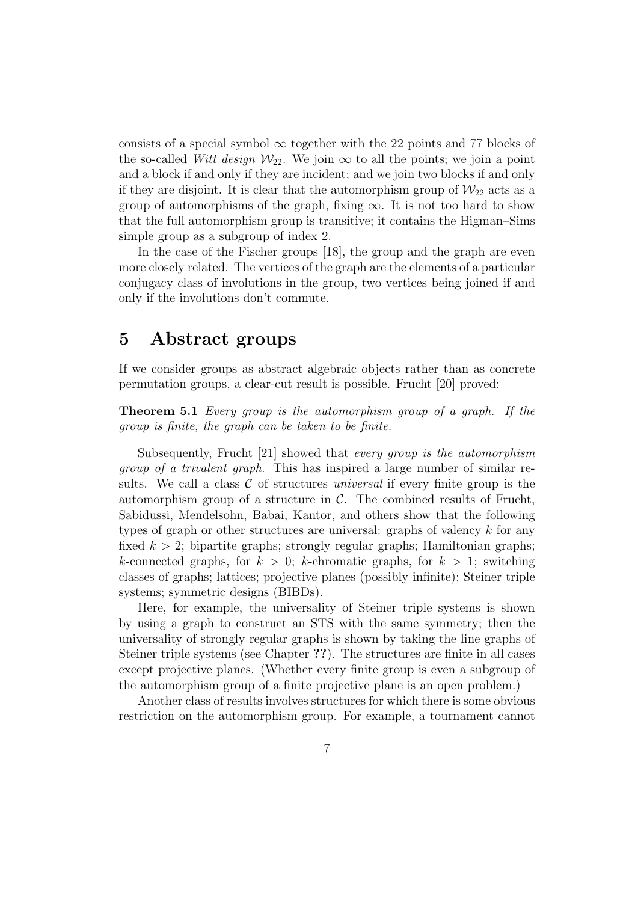consists of a special symbol $\infty$ together with the 22 points and 77 blocks of the so-called *Witt design* $\mathcal{W}_{22}$. We join $\infty$ to all the points; we join a point and a block if and only if they are incident; and we join two blocks if and only if they are disjoint. It is clear that the automorphism group of $\mathcal{W}_{22}$ acts as a group of automorphisms of the graph, fixing $\infty$. It is not too hard to show that the full automorphism group is transitive; it contains the Higman–Sims simple group as a subgroup of index 2.

In the case of the Fischer groups [18], the group and the graph are even more closely related. The vertices of the graph are the elements of a particular conjugacy class of involutions in the group, two vertices being joined if and only if the involutions don't commute.

# 5 Abstract groups

If we consider groups as abstract algebraic objects rather than as concrete permutation groups, a clear-cut result is possible. Frucht [20] proved:

**Theorem 5.1** *Every group is the automorphism group of a graph. If the group is finite, the graph can be taken to be finite.*

Subsequently, Frucht [21] showed that *every group is the automorphism group of a trivalent graph*. This has inspired a large number of similar results. We call a class $\mathcal{C}$ of structures *universal* if every finite group is the automorphism group of a structure in $\mathcal{C}$. The combined results of Frucht, Sabidussi, Mendelsohn, Babai, Kantor, and others show that the following types of graph or other structures are universal: graphs of valency $k$ for any fixed $k > 2$; bipartite graphs; strongly regular graphs; Hamiltonian graphs; $k$-connected graphs, for $k > 0$; $k$-chromatic graphs, for $k > 1$; switching classes of graphs; lattices; projective planes (possibly infinite); Steiner triple systems; symmetric designs (BIBDs).

Here, for example, the universality of Steiner triple systems is shown by using a graph to construct an STS with the same symmetry; then the universality of strongly regular graphs is shown by taking the line graphs of Steiner triple systems (see Chapter **??**). The structures are finite in all cases except projective planes. (Whether every finite group is even a subgroup of the automorphism group of a finite projective plane is an open problem.)

Another class of results involves structures for which there is some obvious restriction on the automorphism group. For example, a tournament cannot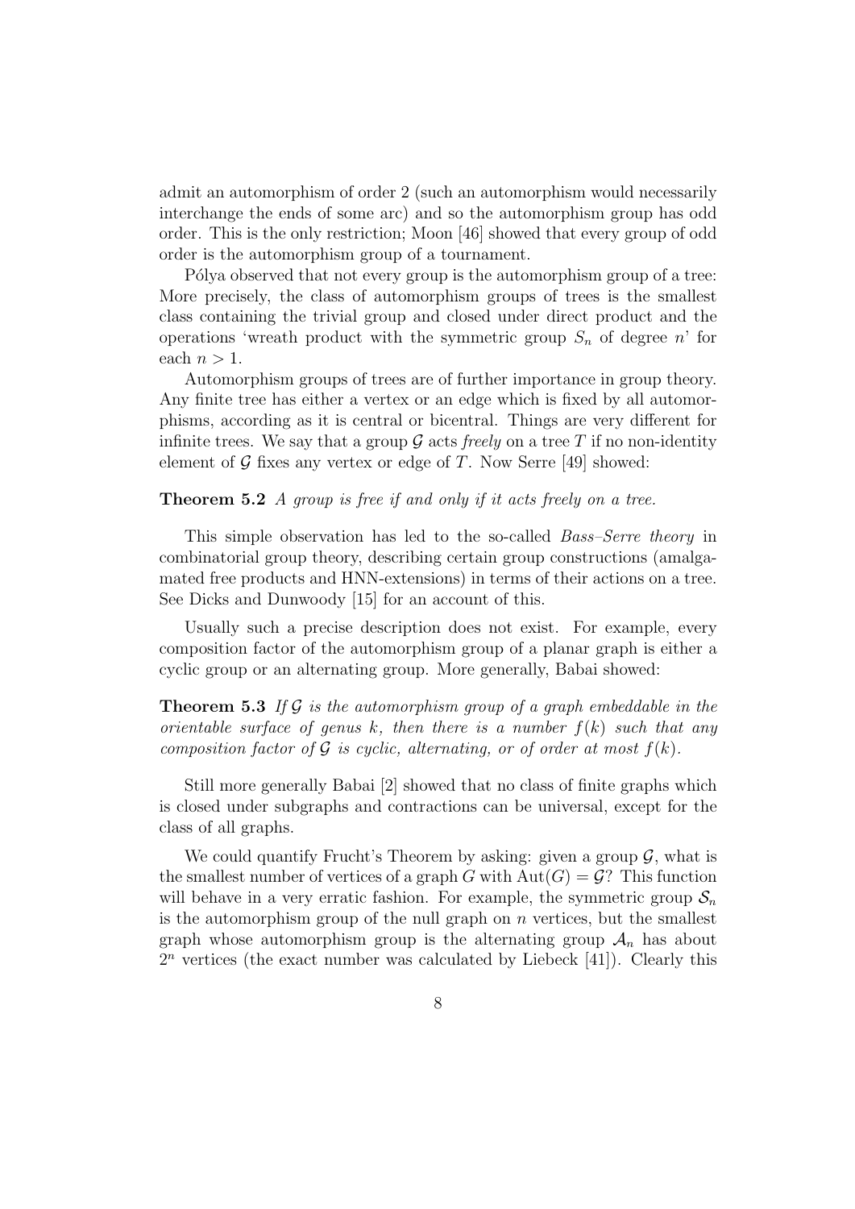admit an automorphism of order 2 (such an automorphism would necessarily interchange the ends of some arc) and so the automorphism group has odd order. This is the only restriction; Moon [46] showed that every group of odd order is the automorphism group of a tournament.

Pólya observed that not every group is the automorphism group of a tree: More precisely, the class of automorphism groups of trees is the smallest class containing the trivial group and closed under direct product and the operations 'wreath product with the symmetric group $S_n$ of degree $n$' for each $n > 1$.

Automorphism groups of trees are of further importance in group theory. Any finite tree has either a vertex or an edge which is fixed by all automorphisms, according as it is central or bicentral. Things are very different for infinite trees. We say that a group $\mathcal{G}$ acts *freely* on a tree $T$ if no non-identity element of $\mathcal{G}$ fixes any vertex or edge of $T$. Now Serre [49] showed:

**Theorem 5.2** *A group is free if and only if it acts freely on a tree.*

This simple observation has led to the so-called *Bass–Serre theory* in combinatorial group theory, describing certain group constructions (amalgamated free products and HNN-extensions) in terms of their actions on a tree. See Dicks and Dunwoody [15] for an account of this.

Usually such a precise description does not exist. For example, every composition factor of the automorphism group of a planar graph is either a cyclic group or an alternating group. More generally, Babai showed:

**Theorem 5.3** *If $\mathcal{G}$ is the automorphism group of a graph embeddable in the orientable surface of genus $k$, then there is a number $f(k)$ such that any composition factor of $\mathcal{G}$ is cyclic, alternating, or of order at most $f(k)$.*

Still more generally Babai [2] showed that no class of finite graphs which is closed under subgraphs and contractions can be universal, except for the class of all graphs.

We could quantify Frucht's Theorem by asking: given a group $\mathcal{G}$, what is the smallest number of vertices of a graph $G$ with $\mathrm{Aut}(G) = \mathcal{G}$? This function will behave in a very erratic fashion. For example, the symmetric group $\mathcal{S}_n$ is the automorphism group of the null graph on $n$ vertices, but the smallest graph whose automorphism group is the alternating group $\mathcal{A}_n$ has about $2^n$ vertices (the exact number was calculated by Liebeck [41]). Clearly this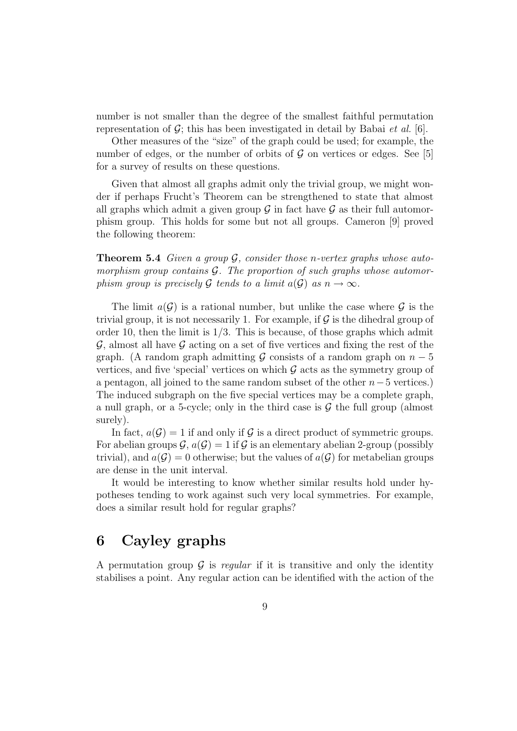number is not smaller than the degree of the smallest faithful permutation representation of $\mathcal{G}$; this has been investigated in detail by Babai *et al.* [6].

Other measures of the "size" of the graph could be used; for example, the number of edges, or the number of orbits of $\mathcal{G}$ on vertices or edges. See [5] for a survey of results on these questions.

Given that almost all graphs admit only the trivial group, we might wonder if perhaps Frucht's Theorem can be strengthened to state that almost all graphs which admit a given group $\mathcal{G}$ in fact have $\mathcal{G}$ as their full automorphism group. This holds for some but not all groups. Cameron [9] proved the following theorem:

**Theorem 5.4** *Given a group $\mathcal{G}$, consider those $n$-vertex graphs whose automorphism group contains $\mathcal{G}$. The proportion of such graphs whose automorphism group is precisely $\mathcal{G}$ tends to a limit $a(\mathcal{G})$ as $n \to \infty$.*

The limit $a(\mathcal{G})$ is a rational number, but unlike the case where $\mathcal{G}$ is the trivial group, it is not necessarily 1. For example, if $\mathcal{G}$ is the dihedral group of order 10, then the limit is $1/3$. This is because, of those graphs which admit $\mathcal{G}$, almost all have $\mathcal{G}$ acting on a set of five vertices and fixing the rest of the graph. (A random graph admitting $\mathcal{G}$ consists of a random graph on $n-5$ vertices, and five 'special' vertices on which $\mathcal{G}$ acts as the symmetry group of a pentagon, all joined to the same random subset of the other $n-5$ vertices.) The induced subgraph on the five special vertices may be a complete graph, a null graph, or a 5-cycle; only in the third case is $\mathcal{G}$ the full group (almost surely).

In fact, $a(\mathcal{G}) = 1$ if and only if $\mathcal{G}$ is a direct product of symmetric groups. For abelian groups $\mathcal{G}$, $a(\mathcal{G}) = 1$ if $\mathcal{G}$ is an elementary abelian 2-group (possibly trivial), and $a(\mathcal{G}) = 0$ otherwise; but the values of $a(\mathcal{G})$ for metabelian groups are dense in the unit interval.

It would be interesting to know whether similar results hold under hypotheses tending to work against such very local symmetries. For example, does a similar result hold for regular graphs?

# 6 Cayley graphs

A permutation group $\mathcal{G}$ is *regular* if it is transitive and only the identity stabilises a point. Any regular action can be identified with the action of the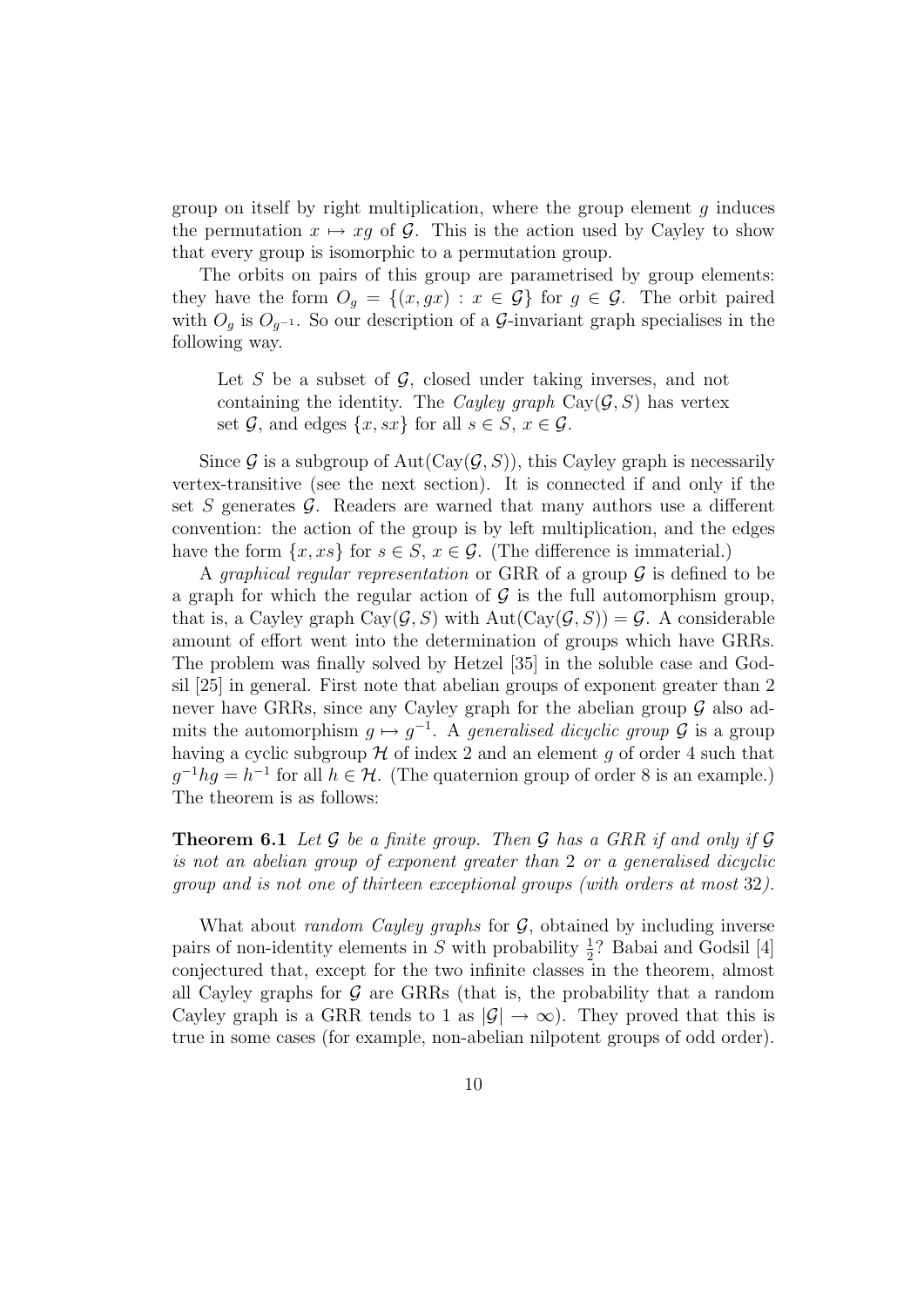group on itself by right multiplication, where the group element $g$ induces the permutation $x \mapsto xg$ of $\mathcal{G}$. This is the action used by Cayley to show that every group is isomorphic to a permutation group.

The orbits on pairs of this group are parametrised by group elements: they have the form $O_g = \{(x, gx) : x \in \mathcal{G}\}$ for $g \in \mathcal{G}$. The orbit paired with $O_g$ is $O_{g^{-1}}$. So our description of a $\mathcal{G}$-invariant graph specialises in the following way.

> Let $S$ be a subset of $\mathcal{G}$, closed under taking inverses, and not containing the identity. The *Cayley graph* $\mathrm{Cay}(\mathcal{G}, S)$ has vertex set $\mathcal{G}$, and edges $\{x, sx\}$ for all $s \in S$, $x \in \mathcal{G}$.

Since $\mathcal{G}$ is a subgroup of $\mathrm{Aut}(\mathrm{Cay}(\mathcal{G}, S))$, this Cayley graph is necessarily vertex-transitive (see the next section). It is connected if and only if the set $S$ generates $\mathcal{G}$. Readers are warned that many authors use a different convention: the action of the group is by left multiplication, and the edges have the form $\{x, xs\}$ for $s \in S$, $x \in \mathcal{G}$. (The difference is immaterial.)

A *graphical regular representation* or GRR of a group $\mathcal{G}$ is defined to be a graph for which the regular action of $\mathcal{G}$ is the full automorphism group, that is, a Cayley graph $\mathrm{Cay}(\mathcal{G}, S)$ with $\mathrm{Aut}(\mathrm{Cay}(\mathcal{G}, S)) = \mathcal{G}$. A considerable amount of effort went into the determination of groups which have GRRs. The problem was finally solved by Hetzel [35] in the soluble case and Godsil [25] in general. First note that abelian groups of exponent greater than 2 never have GRRs, since any Cayley graph for the abelian group $\mathcal{G}$ also admits the automorphism $g \mapsto g^{-1}$. A *generalised dicyclic group* $\mathcal{G}$ is a group having a cyclic subgroup $\mathcal{H}$ of index 2 and an element $g$ of order 4 such that $g^{-1}hg = h^{-1}$ for all $h \in \mathcal{H}$. (The quaternion group of order 8 is an example.) The theorem is as follows:

**Theorem 6.1** *Let $\mathcal{G}$ be a finite group. Then $\mathcal{G}$ has a GRR if and only if $\mathcal{G}$ is not an abelian group of exponent greater than 2 or a generalised dicyclic group and is not one of thirteen exceptional groups (with orders at most 32).*

What about *random Cayley graphs* for $\mathcal{G}$, obtained by including inverse pairs of non-identity elements in $S$ with probability $\frac{1}{2}$? Babai and Godsil [4] conjectured that, except for the two infinite classes in the theorem, almost all Cayley graphs for $\mathcal{G}$ are GRRs (that is, the probability that a random Cayley graph is a GRR tends to 1 as $|\mathcal{G}| \to \infty$). They proved that this is true in some cases (for example, non-abelian nilpotent groups of odd order).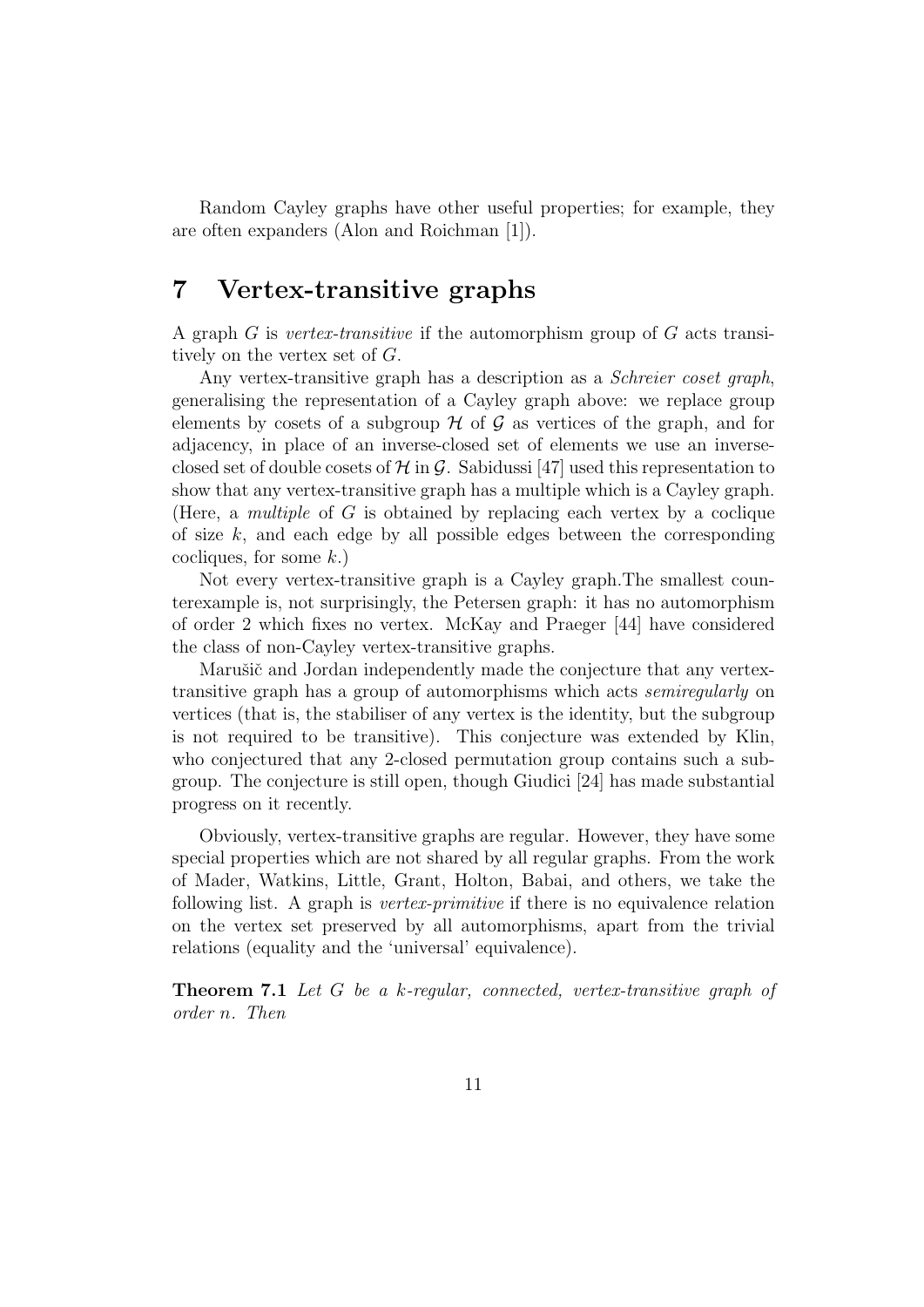Random Cayley graphs have other useful properties; for example, they are often expanders (Alon and Roichman [1]).

## 7 Vertex-transitive graphs

A graph $G$ is *vertex-transitive* if the automorphism group of $G$ acts transitively on the vertex set of $G$.

Any vertex-transitive graph has a description as a *Schreier coset graph*, generalising the representation of a Cayley graph above: we replace group elements by cosets of a subgroup $\mathcal{H}$ of $\mathcal{G}$ as vertices of the graph, and for adjacency, in place of an inverse-closed set of elements we use an inverse-closed set of double cosets of $\mathcal{H}$ in $\mathcal{G}$. Sabidussi [47] used this representation to show that any vertex-transitive graph has a multiple which is a Cayley graph. (Here, a *multiple* of $G$ is obtained by replacing each vertex by a coclique of size $k$, and each edge by all possible edges between the corresponding cocliques, for some $k$.)

Not every vertex-transitive graph is a Cayley graph.The smallest counterexample is, not surprisingly, the Petersen graph: it has no automorphism of order 2 which fixes no vertex. McKay and Praeger [44] have considered the class of non-Cayley vertex-transitive graphs.

Marušič and Jordan independently made the conjecture that any vertex-transitive graph has a group of automorphisms which acts *semiregularly* on vertices (that is, the stabiliser of any vertex is the identity, but the subgroup is not required to be transitive). This conjecture was extended by Klin, who conjectured that any 2-closed permutation group contains such a subgroup. The conjecture is still open, though Giudici [24] has made substantial progress on it recently.

Obviously, vertex-transitive graphs are regular. However, they have some special properties which are not shared by all regular graphs. From the work of Mader, Watkins, Little, Grant, Holton, Babai, and others, we take the following list. A graph is *vertex-primitive* if there is no equivalence relation on the vertex set preserved by all automorphisms, apart from the trivial relations (equality and the 'universal' equivalence).

**Theorem 7.1** *Let $G$ be a $k$-regular, connected, vertex-transitive graph of order $n$. Then*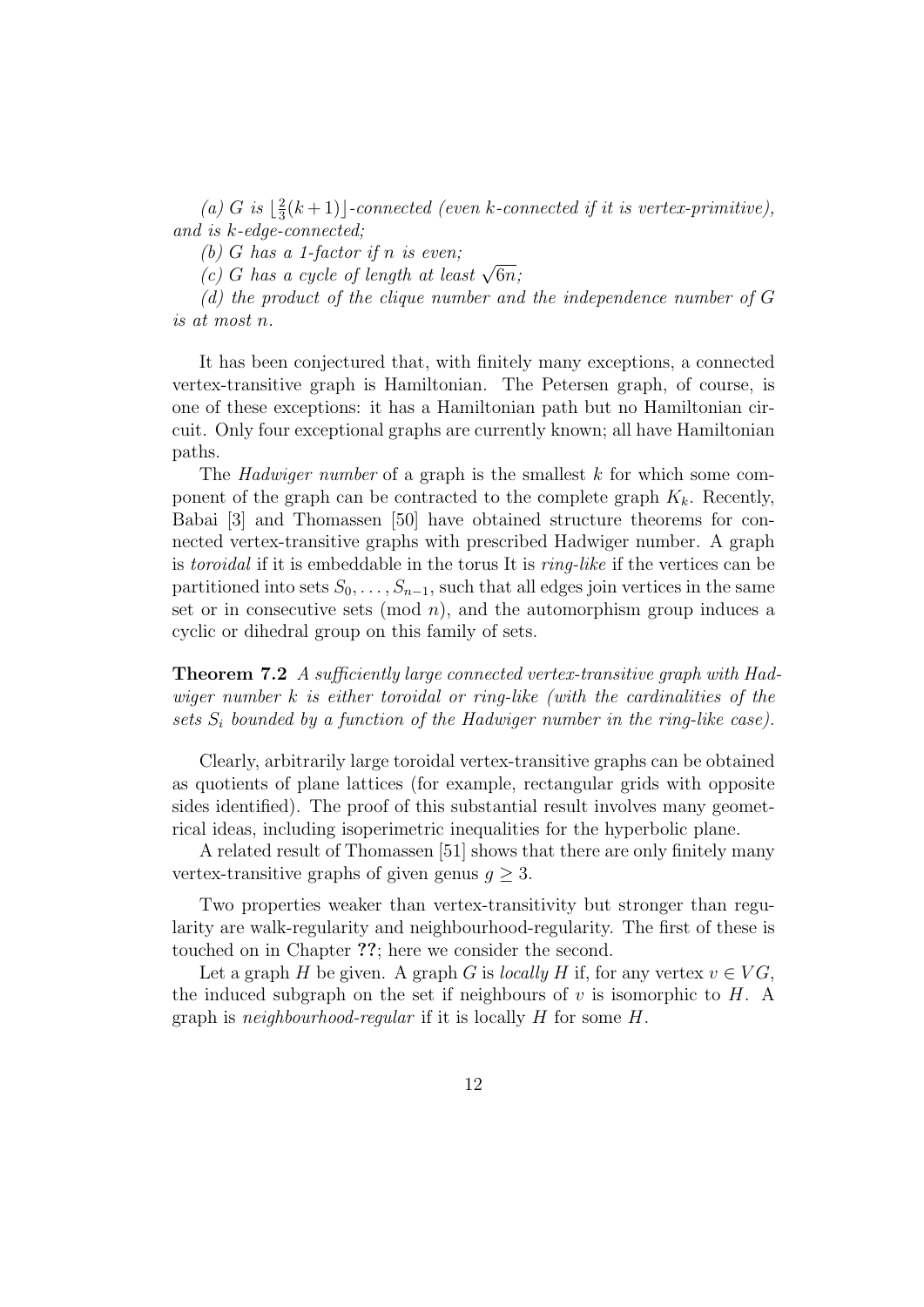*(a) $G$ is $\lfloor\frac{2}{3}(k+1)\rfloor$-connected (even $k$-connected if it is vertex-primitive), and is $k$-edge-connected;*

*(b) $G$ has a 1-factor if $n$ is even;*

*(c) $G$ has a cycle of length at least $\sqrt{6n}$;*

*(d) the product of the clique number and the independence number of $G$ is at most $n$.*

It has been conjectured that, with finitely many exceptions, a connected vertex-transitive graph is Hamiltonian. The Petersen graph, of course, is one of these exceptions: it has a Hamiltonian path but no Hamiltonian circuit. Only four exceptional graphs are currently known; all have Hamiltonian paths.

The *Hadwiger number* of a graph is the smallest $k$ for which some component of the graph can be contracted to the complete graph $K_k$. Recently, Babai [3] and Thomassen [50] have obtained structure theorems for connected vertex-transitive graphs with prescribed Hadwiger number. A graph is *toroidal* if it is embeddable in the torus It is *ring-like* if the vertices can be partitioned into sets $S_0, \ldots, S_{n-1}$, such that all edges join vertices in the same set or in consecutive sets (mod $n$), and the automorphism group induces a cyclic or dihedral group on this family of sets.

**Theorem 7.2** *A sufficiently large connected vertex-transitive graph with Hadwiger number $k$ is either toroidal or ring-like (with the cardinalities of the sets $S_i$ bounded by a function of the Hadwiger number in the ring-like case).*

Clearly, arbitrarily large toroidal vertex-transitive graphs can be obtained as quotients of plane lattices (for example, rectangular grids with opposite sides identified). The proof of this substantial result involves many geometrical ideas, including isoperimetric inequalities for the hyperbolic plane.

A related result of Thomassen [51] shows that there are only finitely many vertex-transitive graphs of given genus $g \geq 3$.

Two properties weaker than vertex-transitivity but stronger than regularity are walk-regularity and neighbourhood-regularity. The first of these is touched on in Chapter **??**; here we consider the second.

Let a graph $H$ be given. A graph $G$ is *locally $H$* if, for any vertex $v \in VG$, the induced subgraph on the set if neighbours of $v$ is isomorphic to $H$. A graph is *neighbourhood-regular* if it is locally $H$ for some $H$.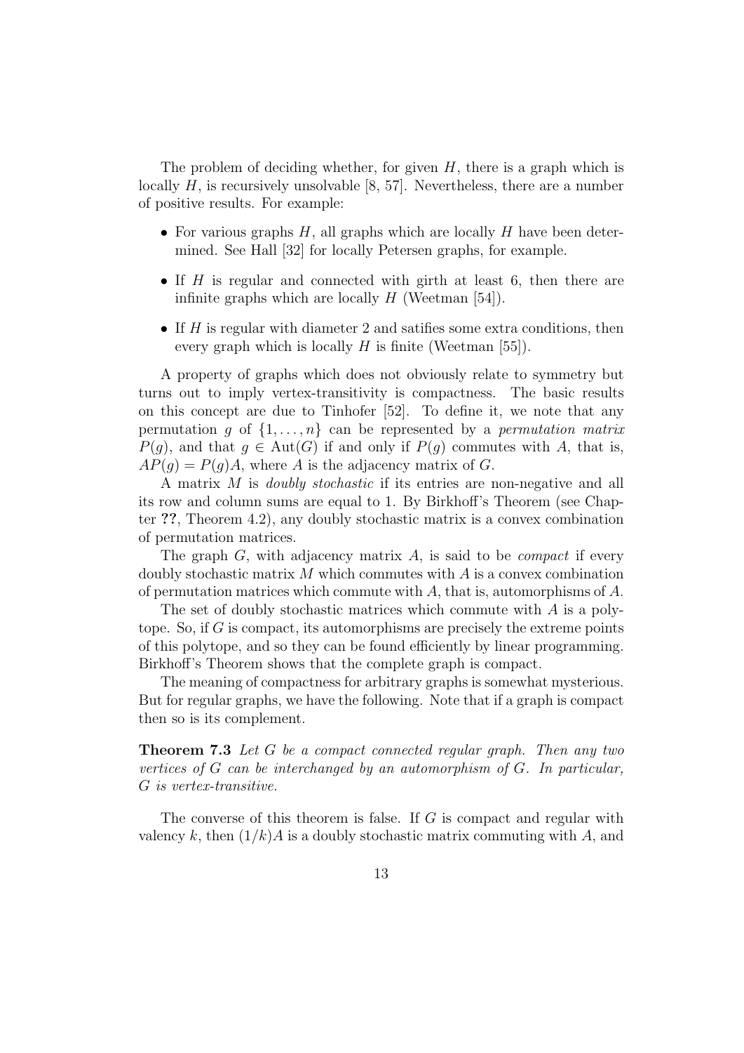The problem of deciding whether, for given $H$, there is a graph which is locally $H$, is recursively unsolvable [8, 57]. Nevertheless, there are a number of positive results. For example:

- For various graphs $H$, all graphs which are locally $H$ have been determined. See Hall [32] for locally Petersen graphs, for example.
- If $H$ is regular and connected with girth at least 6, then there are infinite graphs which are locally $H$ (Weetman [54]).
- If $H$ is regular with diameter 2 and satifies some extra conditions, then every graph which is locally $H$ is finite (Weetman [55]).

A property of graphs which does not obviously relate to symmetry but turns out to imply vertex-transitivity is compactness. The basic results on this concept are due to Tinhofer [52]. To define it, we note that any permutation $g$ of $\{1, \ldots, n\}$ can be represented by a *permutation matrix* $P(g)$, and that $g \in \mathrm{Aut}(G)$ if and only if $P(g)$ commutes with $A$, that is, $AP(g) = P(g)A$, where $A$ is the adjacency matrix of $G$.

A matrix $M$ is *doubly stochastic* if its entries are non-negative and all its row and column sums are equal to 1. By Birkhoff's Theorem (see Chapter **??**, Theorem 4.2), any doubly stochastic matrix is a convex combination of permutation matrices.

The graph $G$, with adjacency matrix $A$, is said to be *compact* if every doubly stochastic matrix $M$ which commutes with $A$ is a convex combination of permutation matrices which commute with $A$, that is, automorphisms of $A$.

The set of doubly stochastic matrices which commute with $A$ is a polytope. So, if $G$ is compact, its automorphisms are precisely the extreme points of this polytope, and so they can be found efficiently by linear programming. Birkhoff's Theorem shows that the complete graph is compact.

The meaning of compactness for arbitrary graphs is somewhat mysterious. But for regular graphs, we have the following. Note that if a graph is compact then so is its complement.

**Theorem 7.3** *Let $G$ be a compact connected regular graph. Then any two vertices of $G$ can be interchanged by an automorphism of $G$. In particular, $G$ is vertex-transitive.*

The converse of this theorem is false. If $G$ is compact and regular with valency $k$, then $(1/k)A$ is a doubly stochastic matrix commuting with $A$, and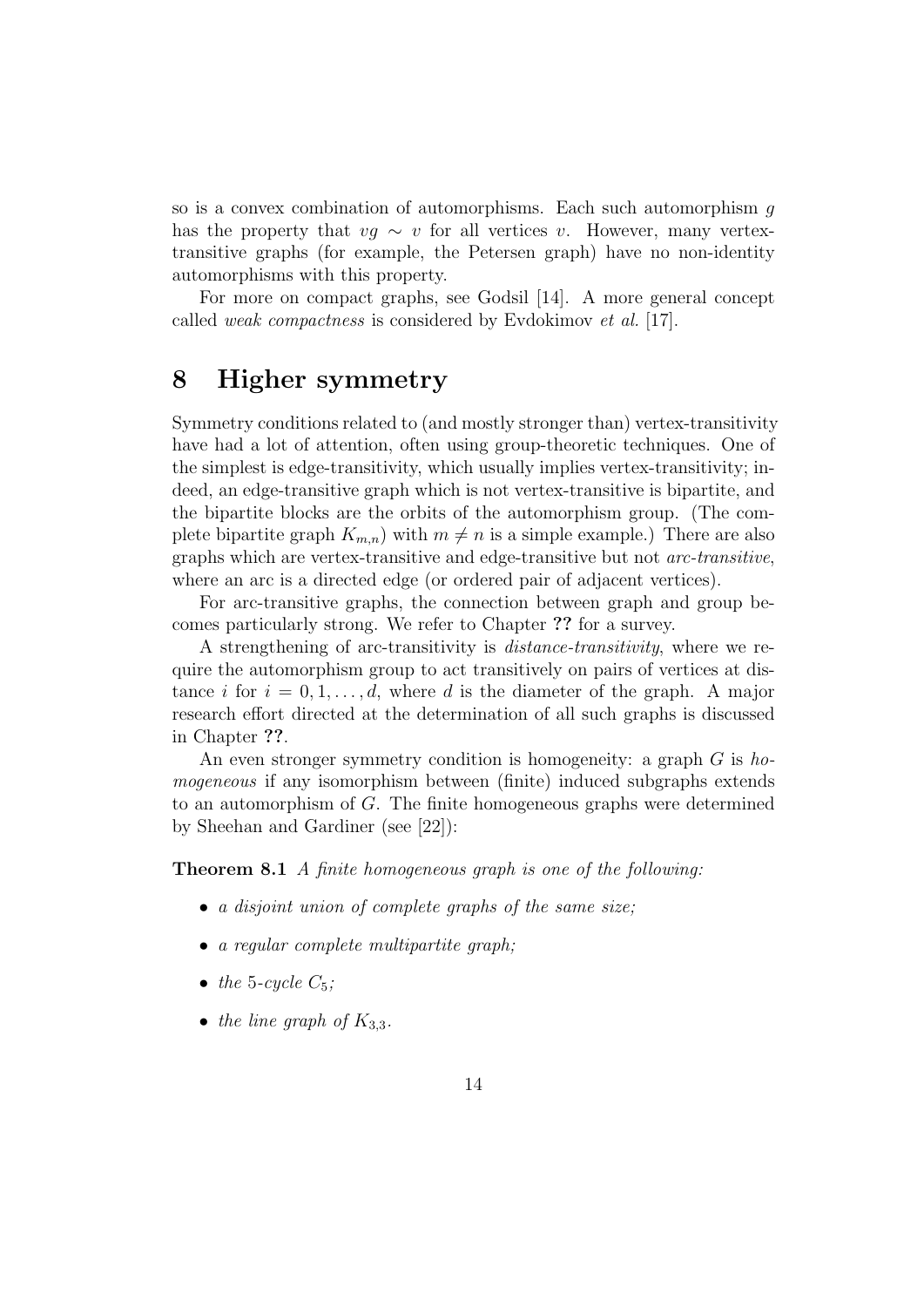so is a convex combination of automorphisms. Each such automorphism $g$ has the property that $vg \sim v$ for all vertices $v$. However, many vertex-transitive graphs (for example, the Petersen graph) have no non-identity automorphisms with this property.

For more on compact graphs, see Godsil [14]. A more general concept called *weak compactness* is considered by Evdokimov *et al.* [17].

# 8 Higher symmetry

Symmetry conditions related to (and mostly stronger than) vertex-transitivity have had a lot of attention, often using group-theoretic techniques. One of the simplest is edge-transitivity, which usually implies vertex-transitivity; indeed, an edge-transitive graph which is not vertex-transitive is bipartite, and the bipartite blocks are the orbits of the automorphism group. (The complete bipartite graph $K_{m,n}$) with $m \neq n$ is a simple example.) There are also graphs which are vertex-transitive and edge-transitive but not *arc-transitive*, where an arc is a directed edge (or ordered pair of adjacent vertices).

For arc-transitive graphs, the connection between graph and group becomes particularly strong. We refer to Chapter **??** for a survey.

A strengthening of arc-transitivity is *distance-transitivity*, where we require the automorphism group to act transitively on pairs of vertices at distance $i$ for $i = 0, 1, \ldots, d$, where $d$ is the diameter of the graph. A major research effort directed at the determination of all such graphs is discussed in Chapter **??**.

An even stronger symmetry condition is homogeneity: a graph $G$ is *homogeneous* if any isomorphism between (finite) induced subgraphs extends to an automorphism of $G$. The finite homogeneous graphs were determined by Sheehan and Gardiner (see [22]):

**Theorem 8.1** *A finite homogeneous graph is one of the following:*

- *a disjoint union of complete graphs of the same size;*
- *a regular complete multipartite graph;*
- *the 5-cycle $C_5$;*
- *the line graph of $K_{3,3}$.*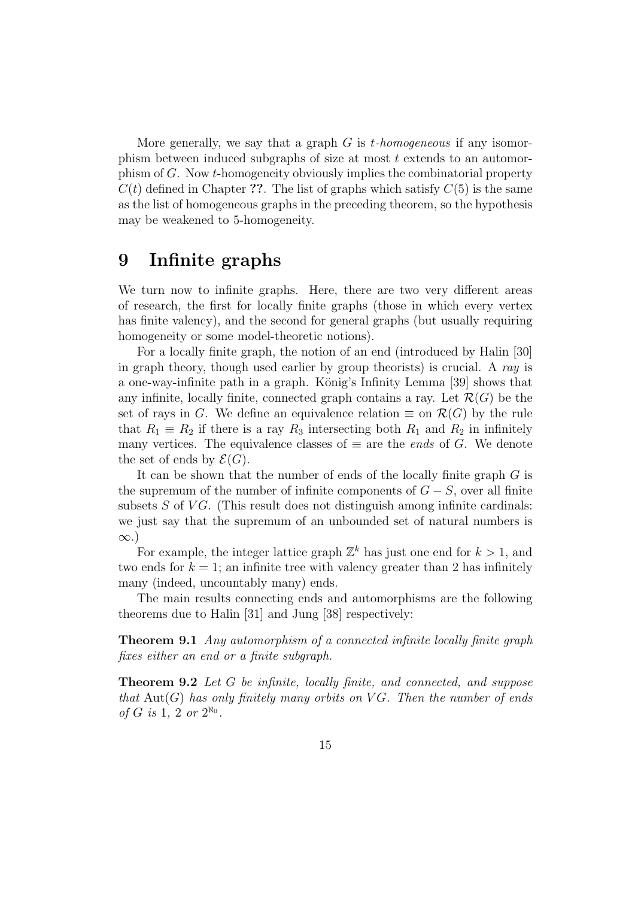More generally, we say that a graph $G$ is *t-homogeneous* if any isomorphism between induced subgraphs of size at most $t$ extends to an automorphism of $G$. Now $t$-homogeneity obviously implies the combinatorial property $C(t)$ defined in Chapter **??**. The list of graphs which satisfy $C(5)$ is the same as the list of homogeneous graphs in the preceding theorem, so the hypothesis may be weakened to 5-homogeneity.

# 9 Infinite graphs

We turn now to infinite graphs. Here, there are two very different areas of research, the first for locally finite graphs (those in which every vertex has finite valency), and the second for general graphs (but usually requiring homogeneity or some model-theoretic notions).

For a locally finite graph, the notion of an end (introduced by Halin [30] in graph theory, though used earlier by group theorists) is crucial. A *ray* is a one-way-infinite path in a graph. König's Infinity Lemma [39] shows that any infinite, locally finite, connected graph contains a ray. Let $\mathcal{R}(G)$ be the set of rays in $G$. We define an equivalence relation $\equiv$ on $\mathcal{R}(G)$ by the rule that $R_1 \equiv R_2$ if there is a ray $R_3$ intersecting both $R_1$ and $R_2$ in infinitely many vertices. The equivalence classes of $\equiv$ are the *ends* of $G$. We denote the set of ends by $\mathcal{E}(G)$.

It can be shown that the number of ends of the locally finite graph $G$ is the supremum of the number of infinite components of $G - S$, over all finite subsets $S$ of $VG$. (This result does not distinguish among infinite cardinals: we just say that the supremum of an unbounded set of natural numbers is $\infty$.)

For example, the integer lattice graph $\mathbb{Z}^k$ has just one end for $k > 1$, and two ends for $k = 1$; an infinite tree with valency greater than 2 has infinitely many (indeed, uncountably many) ends.

The main results connecting ends and automorphisms are the following theorems due to Halin [31] and Jung [38] respectively:

**Theorem 9.1** *Any automorphism of a connected infinite locally finite graph fixes either an end or a finite subgraph.*

**Theorem 9.2** *Let $G$ be infinite, locally finite, and connected, and suppose that $\mathrm{Aut}(G)$ has only finitely many orbits on $VG$. Then the number of ends of $G$ is 1, 2 or $2^{\aleph_0}$.*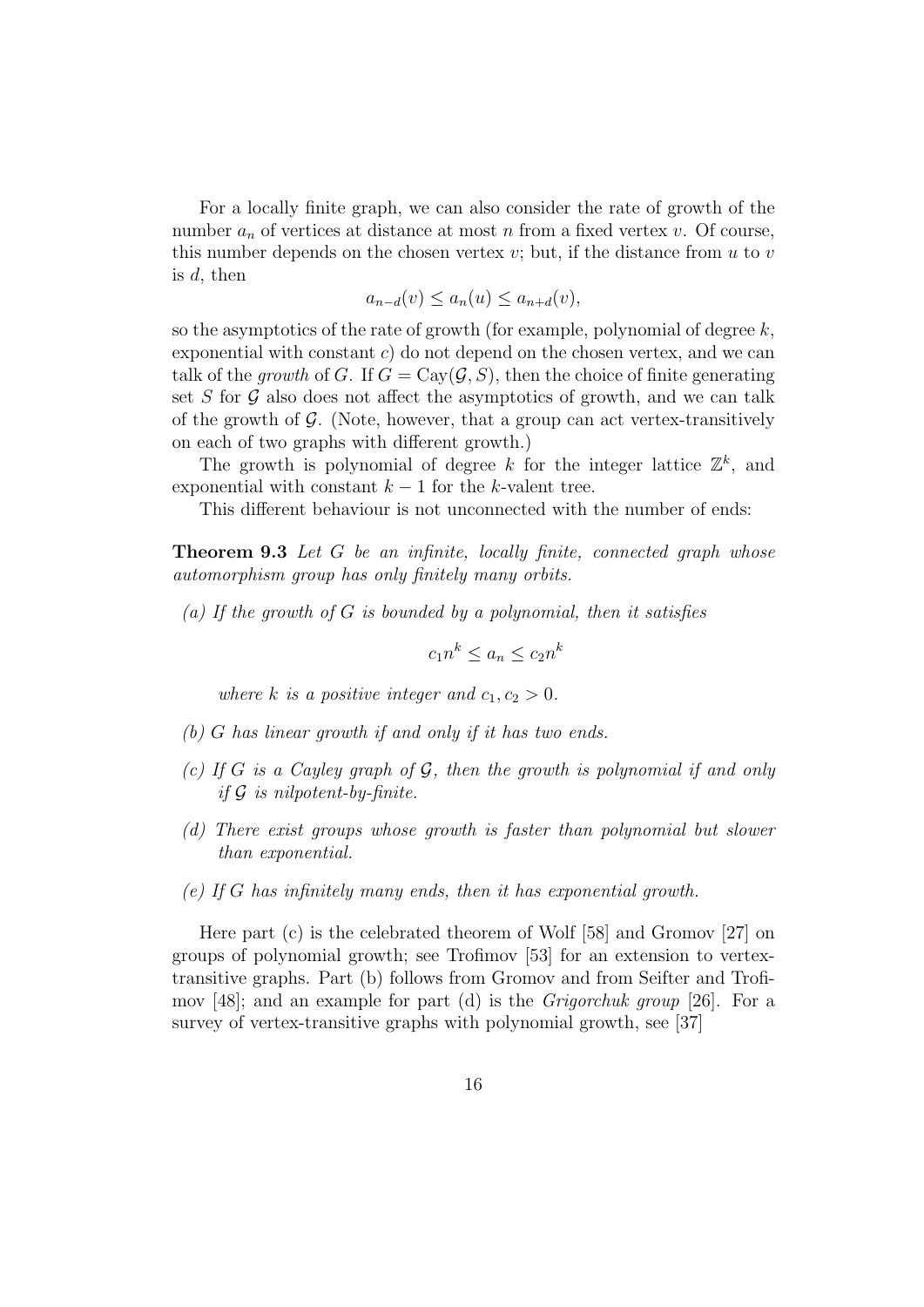For a locally finite graph, we can also consider the rate of growth of the number $a_n$ of vertices at distance at most $n$ from a fixed vertex $v$. Of course, this number depends on the chosen vertex $v$; but, if the distance from $u$ to $v$ is $d$, then

$$a_{n-d}(v) \leq a_n(u) \leq a_{n+d}(v),$$

so the asymptotics of the rate of growth (for example, polynomial of degree $k$, exponential with constant $c$) do not depend on the chosen vertex, and we can talk of the *growth* of $G$. If $G = \mathrm{Cay}(\mathcal{G}, S)$, then the choice of finite generating set $S$ for $\mathcal{G}$ also does not affect the asymptotics of growth, and we can talk of the growth of $\mathcal{G}$. (Note, however, that a group can act vertex-transitively on each of two graphs with different growth.)

The growth is polynomial of degree $k$ for the integer lattice $\mathbb{Z}^k$, and exponential with constant $k-1$ for the $k$-valent tree.

This different behaviour is not unconnected with the number of ends:

**Theorem 9.3** *Let $G$ be an infinite, locally finite, connected graph whose automorphism group has only finitely many orbits.*

*(a) If the growth of $G$ is bounded by a polynomial, then it satisfies*

$$c_1 n^k \leq a_n \leq c_2 n^k$$

*where $k$ is a positive integer and $c_1, c_2 > 0$.*

*(b) $G$ has linear growth if and only if it has two ends.*

*(c) If $G$ is a Cayley graph of $\mathcal{G}$, then the growth is polynomial if and only if $\mathcal{G}$ is nilpotent-by-finite.*

*(d) There exist groups whose growth is faster than polynomial but slower than exponential.*

*(e) If $G$ has infinitely many ends, then it has exponential growth.*

Here part (c) is the celebrated theorem of Wolf [58] and Gromov [27] on groups of polynomial growth; see Trofimov [53] for an extension to vertex-transitive graphs. Part (b) follows from Gromov and from Seifter and Trofimov [48]; and an example for part (d) is the *Grigorchuk group* [26]. For a survey of vertex-transitive graphs with polynomial growth, see [37]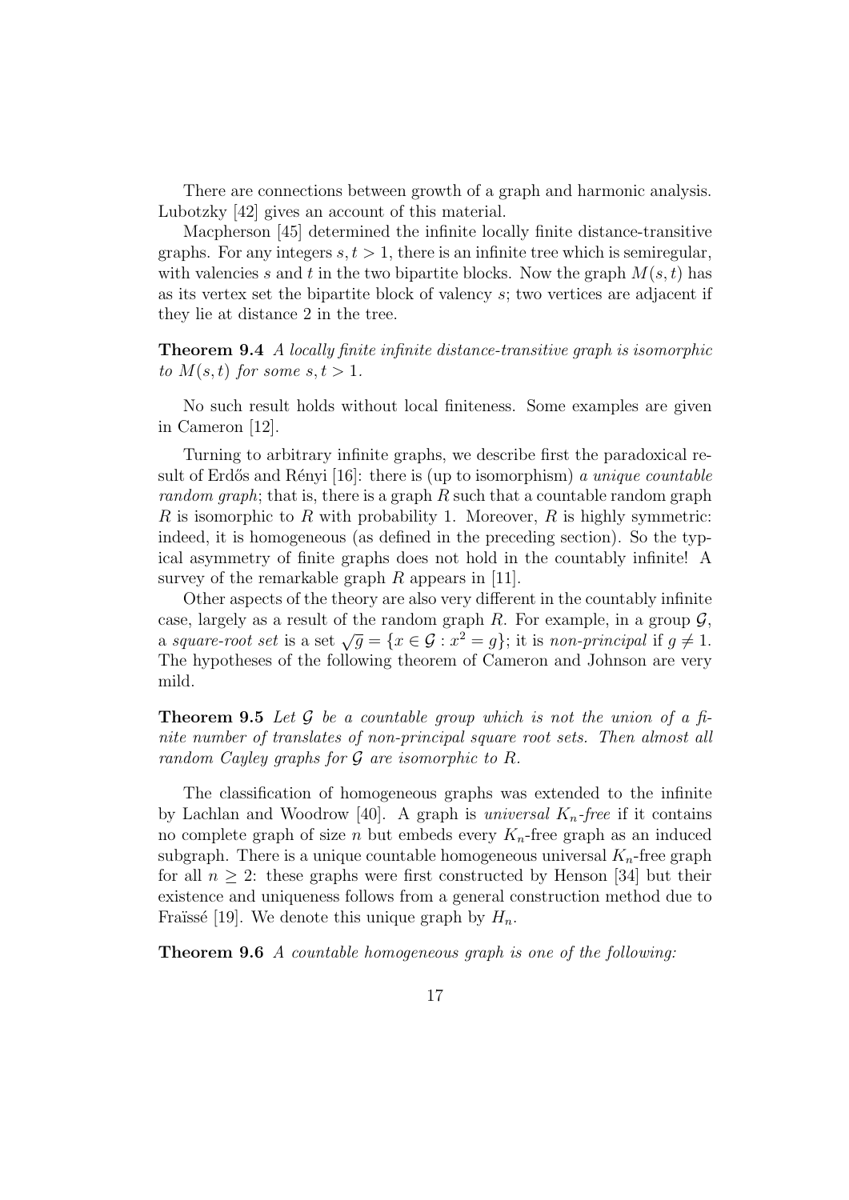There are connections between growth of a graph and harmonic analysis. Lubotzky [42] gives an account of this material.

Macpherson [45] determined the infinite locally finite distance-transitive graphs. For any integers $s, t > 1$, there is an infinite tree which is semiregular, with valencies $s$ and $t$ in the two bipartite blocks. Now the graph $M(s,t)$ has as its vertex set the bipartite block of valency $s$; two vertices are adjacent if they lie at distance 2 in the tree.

**Theorem 9.4** *A locally finite infinite distance-transitive graph is isomorphic to $M(s,t)$ for some $s, t > 1$.*

No such result holds without local finiteness. Some examples are given in Cameron [12].

Turning to arbitrary infinite graphs, we describe first the paradoxical result of Erdős and Rényi [16]: there is (up to isomorphism) *a unique countable random graph*; that is, there is a graph $R$ such that a countable random graph $R$ is isomorphic to $R$ with probability 1. Moreover, $R$ is highly symmetric: indeed, it is homogeneous (as defined in the preceding section). So the typical asymmetry of finite graphs does not hold in the countably infinite! A survey of the remarkable graph $R$ appears in [11].

Other aspects of the theory are also very different in the countably infinite case, largely as a result of the random graph $R$. For example, in a group $\mathcal{G}$, a *square-root set* is a set $\sqrt{g} = \{x \in \mathcal{G} : x^2 = g\}$; it is *non-principal* if $g \neq 1$. The hypotheses of the following theorem of Cameron and Johnson are very mild.

**Theorem 9.5** *Let $\mathcal{G}$ be a countable group which is not the union of a finite number of translates of non-principal square root sets. Then almost all random Cayley graphs for $\mathcal{G}$ are isomorphic to $R$.*

The classification of homogeneous graphs was extended to the infinite by Lachlan and Woodrow [40]. A graph is *universal $K_n$-free* if it contains no complete graph of size $n$ but embeds every $K_n$-free graph as an induced subgraph. There is a unique countable homogeneous universal $K_n$-free graph for all $n \geq 2$: these graphs were first constructed by Henson [34] but their existence and uniqueness follows from a general construction method due to Fraïssé [19]. We denote this unique graph by $H_n$.

**Theorem 9.6** *A countable homogeneous graph is one of the following:*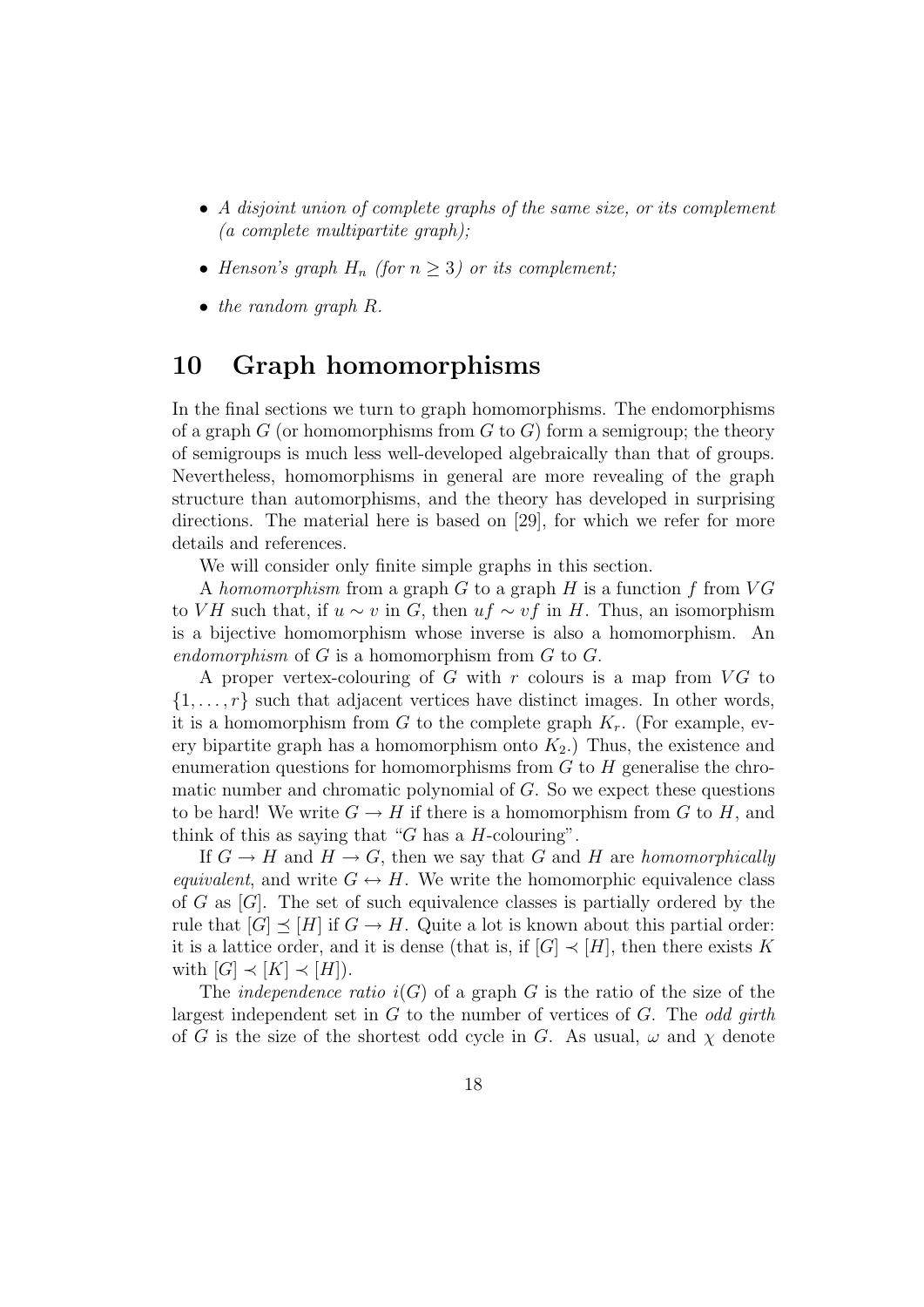- *A disjoint union of complete graphs of the same size, or its complement (a complete multipartite graph);*
- *Henson's graph $H_n$ (for $n \geq 3$) or its complement;*
- *the random graph $R$.*

# 10 Graph homomorphisms

In the final sections we turn to graph homomorphisms. The endomorphisms of a graph $G$ (or homomorphisms from $G$ to $G$) form a semigroup; the theory of semigroups is much less well-developed algebraically than that of groups. Nevertheless, homomorphisms in general are more revealing of the graph structure than automorphisms, and the theory has developed in surprising directions. The material here is based on [29], for which we refer for more details and references.

We will consider only finite simple graphs in this section.

A *homomorphism* from a graph $G$ to a graph $H$ is a function $f$ from $VG$ to $VH$ such that, if $u \sim v$ in $G$, then $uf \sim vf$ in $H$. Thus, an isomorphism is a bijective homomorphism whose inverse is also a homomorphism. An *endomorphism* of $G$ is a homomorphism from $G$ to $G$.

A proper vertex-colouring of $G$ with $r$ colours is a map from $VG$ to $\{1, \ldots, r\}$ such that adjacent vertices have distinct images. In other words, it is a homomorphism from $G$ to the complete graph $K_r$. (For example, every bipartite graph has a homomorphism onto $K_2$.) Thus, the existence and enumeration questions for homomorphisms from $G$ to $H$ generalise the chromatic number and chromatic polynomial of $G$. So we expect these questions to be hard! We write $G \to H$ if there is a homomorphism from $G$ to $H$, and think of this as saying that "$G$ has a $H$-colouring".

If $G \to H$ and $H \to G$, then we say that $G$ and $H$ are *homomorphically equivalent*, and write $G \leftrightarrow H$. We write the homomorphic equivalence class of $G$ as $[G]$. The set of such equivalence classes is partially ordered by the rule that $[G] \preceq [H]$ if $G \to H$. Quite a lot is known about this partial order: it is a lattice order, and it is dense (that is, if $[G] \prec [H]$, then there exists $K$ with $[G] \prec [K] \prec [H]$).

The *independence ratio* $i(G)$ of a graph $G$ is the ratio of the size of the largest independent set in $G$ to the number of vertices of $G$. The *odd girth* of $G$ is the size of the shortest odd cycle in $G$. As usual, $\omega$ and $\chi$ denote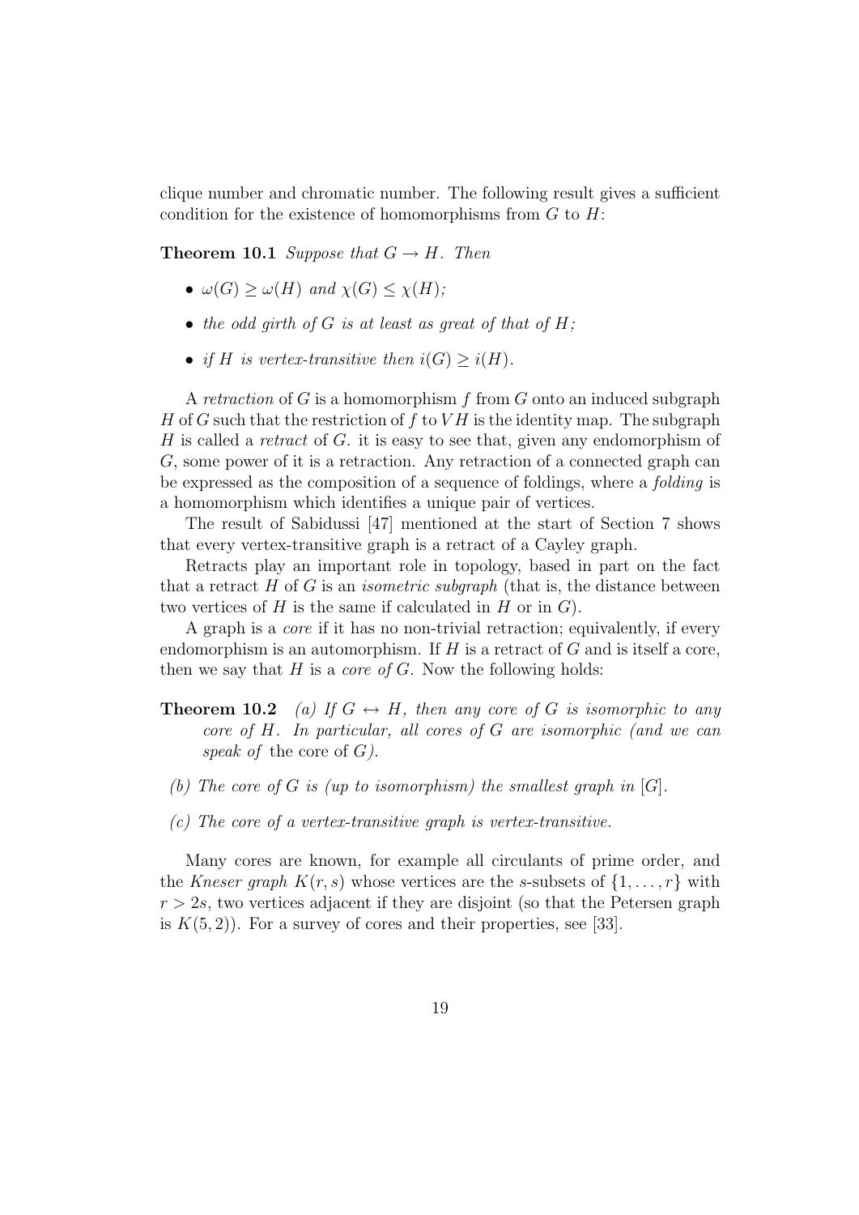clique number and chromatic number. The following result gives a sufficient condition for the existence of homomorphisms from $G$ to $H$:

**Theorem 10.1** *Suppose that $G \to H$. Then*

- *$\omega(G) \geq \omega(H)$ and $\chi(G) \leq \chi(H)$;*
- *the odd girth of $G$ is at least as great of that of $H$;*
- *if $H$ is vertex-transitive then $i(G) \geq i(H)$.*

A *retraction* of $G$ is a homomorphism $f$ from $G$ onto an induced subgraph $H$ of $G$ such that the restriction of $f$ to $VH$ is the identity map. The subgraph $H$ is called a *retract* of $G$. it is easy to see that, given any endomorphism of $G$, some power of it is a retraction. Any retraction of a connected graph can be expressed as the composition of a sequence of foldings, where a *folding* is a homomorphism which identifies a unique pair of vertices.

The result of Sabidussi [47] mentioned at the start of Section 7 shows that every vertex-transitive graph is a retract of a Cayley graph.

Retracts play an important role in topology, based in part on the fact that a retract $H$ of $G$ is an *isometric subgraph* (that is, the distance between two vertices of $H$ is the same if calculated in $H$ or in $G$).

A graph is a *core* if it has no non-trivial retraction; equivalently, if every endomorphism is an automorphism. If $H$ is a retract of $G$ and is itself a core, then we say that $H$ is a *core of $G$*. Now the following holds:

**Theorem 10.2** *(a) If $G \leftrightarrow H$, then any core of $G$ is isomorphic to any core of $H$. In particular, all cores of $G$ are isomorphic (and we can speak of* the core of *$G$).*

*(b) The core of $G$ is (up to isomorphism) the smallest graph in $[G]$.*

*(c) The core of a vertex-transitive graph is vertex-transitive.*

Many cores are known, for example all circulants of prime order, and the *Kneser graph* $K(r, s)$ whose vertices are the $s$-subsets of $\{1, \ldots, r\}$ with $r > 2s$, two vertices adjacent if they are disjoint (so that the Petersen graph is $K(5, 2)$). For a survey of cores and their properties, see [33].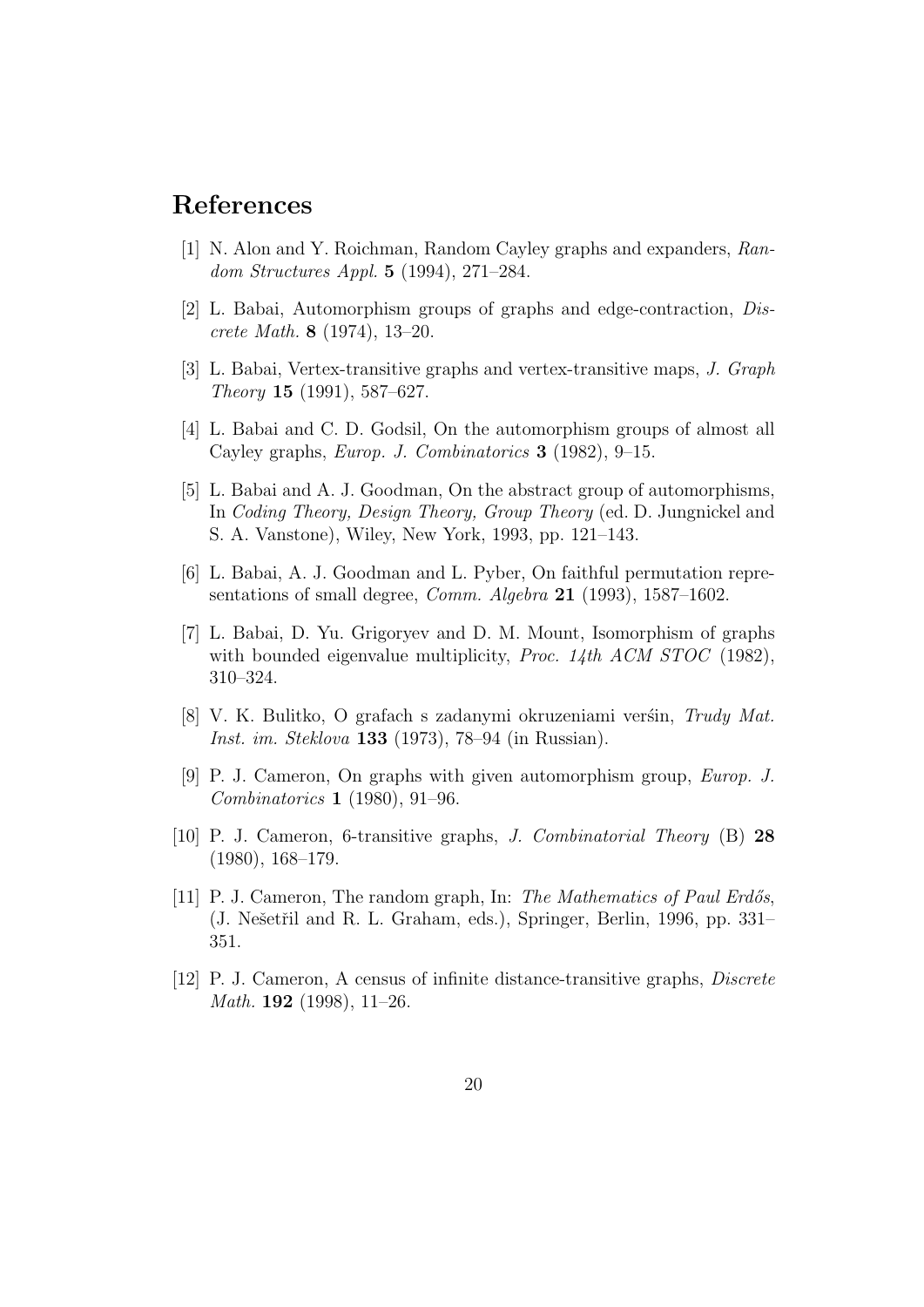# References

[1] N. Alon and Y. Roichman, Random Cayley graphs and expanders, *Random Structures Appl.* **5** (1994), 271–284.

[2] L. Babai, Automorphism groups of graphs and edge-contraction, *Discrete Math.* **8** (1974), 13–20.

[3] L. Babai, Vertex-transitive graphs and vertex-transitive maps, *J. Graph Theory* **15** (1991), 587–627.

[4] L. Babai and C. D. Godsil, On the automorphism groups of almost all Cayley graphs, *Europ. J. Combinatorics* **3** (1982), 9–15.

[5] L. Babai and A. J. Goodman, On the abstract group of automorphisms, In *Coding Theory, Design Theory, Group Theory* (ed. D. Jungnickel and S. A. Vanstone), Wiley, New York, 1993, pp. 121–143.

[6] L. Babai, A. J. Goodman and L. Pyber, On faithful permutation representations of small degree, *Comm. Algebra* **21** (1993), 1587–1602.

[7] L. Babai, D. Yu. Grigoryev and D. M. Mount, Isomorphism of graphs with bounded eigenvalue multiplicity, *Proc. 14th ACM STOC* (1982), 310–324.

[8] V. K. Bulitko, O grafach s zadanymi okruzeniami verśin, *Trudy Mat. Inst. im. Steklova* **133** (1973), 78–94 (in Russian).

[9] P. J. Cameron, On graphs with given automorphism group, *Europ. J. Combinatorics* **1** (1980), 91–96.

[10] P. J. Cameron, 6-transitive graphs, *J. Combinatorial Theory* (B) **28** (1980), 168–179.

[11] P. J. Cameron, The random graph, In: *The Mathematics of Paul Erdős*, (J. Nešetřil and R. L. Graham, eds.), Springer, Berlin, 1996, pp. 331–351.

[12] P. J. Cameron, A census of infinite distance-transitive graphs, *Discrete Math.* **192** (1998), 11–26.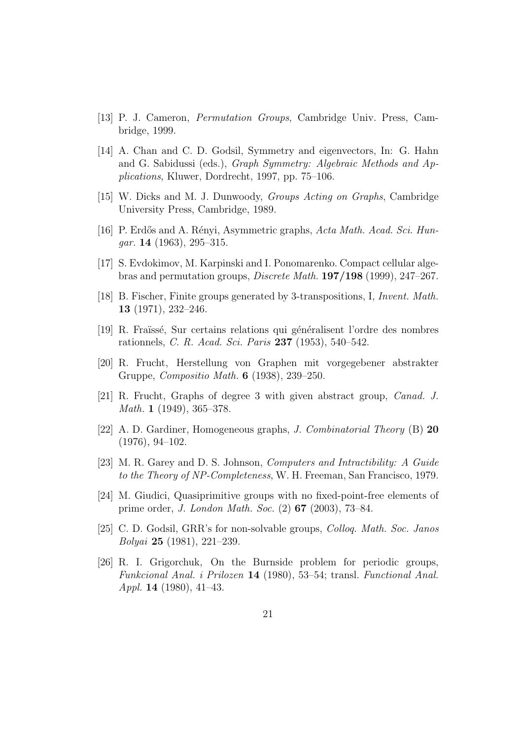[13] P. J. Cameron, *Permutation Groups*, Cambridge Univ. Press, Cambridge, 1999.

[14] A. Chan and C. D. Godsil, Symmetry and eigenvectors, In: G. Hahn and G. Sabidussi (eds.), *Graph Symmetry: Algebraic Methods and Applications*, Kluwer, Dordrecht, 1997, pp. 75–106.

[15] W. Dicks and M. J. Dunwoody, *Groups Acting on Graphs*, Cambridge University Press, Cambridge, 1989.

[16] P. Erdős and A. Rényi, Asymmetric graphs, *Acta Math. Acad. Sci. Hungar.* **14** (1963), 295–315.

[17] S. Evdokimov, M. Karpinski and I. Ponomarenko. Compact cellular algebras and permutation groups, *Discrete Math.* **197/198** (1999), 247–267.

[18] B. Fischer, Finite groups generated by 3-transpositions, I, *Invent. Math.* **13** (1971), 232–246.

[19] R. Fraïssé, Sur certains relations qui généralisent l'ordre des nombres rationnels, *C. R. Acad. Sci. Paris* **237** (1953), 540–542.

[20] R. Frucht, Herstellung von Graphen mit vorgegebener abstrakter Gruppe, *Compositio Math.* **6** (1938), 239–250.

[21] R. Frucht, Graphs of degree 3 with given abstract group, *Canad. J. Math.* **1** (1949), 365–378.

[22] A. D. Gardiner, Homogeneous graphs, *J. Combinatorial Theory* (B) **20** (1976), 94–102.

[23] M. R. Garey and D. S. Johnson, *Computers and Intractibility: A Guide to the Theory of NP-Completeness*, W. H. Freeman, San Francisco, 1979.

[24] M. Giudici, Quasiprimitive groups with no fixed-point-free elements of prime order, *J. London Math. Soc.* (2) **67** (2003), 73–84.

[25] C. D. Godsil, GRR's for non-solvable groups, *Colloq. Math. Soc. Janos Bolyai* **25** (1981), 221–239.

[26] R. I. Grigorchuk, On the Burnside problem for periodic groups, *Funkcional Anal. i Prilozen* **14** (1980), 53–54; transl. *Functional Anal. Appl.* **14** (1980), 41–43.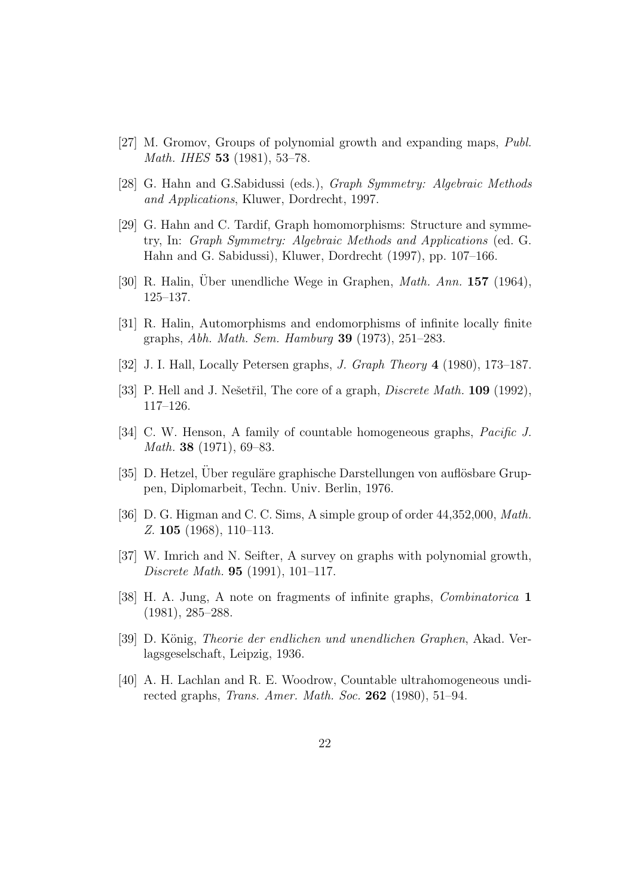[27] M. Gromov, Groups of polynomial growth and expanding maps, *Publ. Math. IHES* **53** (1981), 53–78.

[28] G. Hahn and G.Sabidussi (eds.), *Graph Symmetry: Algebraic Methods and Applications*, Kluwer, Dordrecht, 1997.

[29] G. Hahn and C. Tardif, Graph homomorphisms: Structure and symmetry, In: *Graph Symmetry: Algebraic Methods and Applications* (ed. G. Hahn and G. Sabidussi), Kluwer, Dordrecht (1997), pp. 107–166.

[30] R. Halin, Über unendliche Wege in Graphen, *Math. Ann.* **157** (1964), 125–137.

[31] R. Halin, Automorphisms and endomorphisms of infinite locally finite graphs, *Abh. Math. Sem. Hamburg* **39** (1973), 251–283.

[32] J. I. Hall, Locally Petersen graphs, *J. Graph Theory* **4** (1980), 173–187.

[33] P. Hell and J. Nešetřil, The core of a graph, *Discrete Math.* **109** (1992), 117–126.

[34] C. W. Henson, A family of countable homogeneous graphs, *Pacific J. Math.* **38** (1971), 69–83.

[35] D. Hetzel, Über reguläre graphische Darstellungen von auflösbare Gruppen, Diplomarbeit, Techn. Univ. Berlin, 1976.

[36] D. G. Higman and C. C. Sims, A simple group of order 44,352,000, *Math. Z.* **105** (1968), 110–113.

[37] W. Imrich and N. Seifter, A survey on graphs with polynomial growth, *Discrete Math.* **95** (1991), 101–117.

[38] H. A. Jung, A note on fragments of infinite graphs, *Combinatorica* **1** (1981), 285–288.

[39] D. König, *Theorie der endlichen und unendlichen Graphen*, Akad. Verlagsgeselschaft, Leipzig, 1936.

[40] A. H. Lachlan and R. E. Woodrow, Countable ultrahomogeneous undirected graphs, *Trans. Amer. Math. Soc.* **262** (1980), 51–94.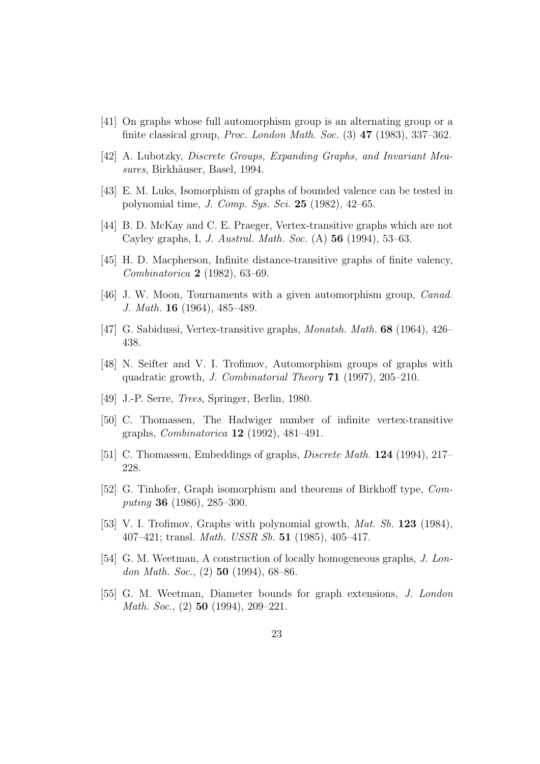[41] On graphs whose full automorphism group is an alternating group or a finite classical group, *Proc. London Math. Soc.* (3) **47** (1983), 337–362.

[42] A. Lubotzky, *Discrete Groups, Expanding Graphs, and Invariant Measures*, Birkhäuser, Basel, 1994.

[43] E. M. Luks, Isomorphism of graphs of bounded valence can be tested in polynomial time, *J. Comp. Sys. Sci.* **25** (1982), 42–65.

[44] B. D. McKay and C. E. Praeger, Vertex-transitive graphs which are not Cayley graphs, I, *J. Austral. Math. Soc.* (A) **56** (1994), 53–63.

[45] H. D. Macpherson, Infinite distance-transitive graphs of finite valency, *Combinatorica* **2** (1982), 63–69.

[46] J. W. Moon, Tournaments with a given automorphism group, *Canad. J. Math.* **16** (1964), 485–489.

[47] G. Sabidussi, Vertex-transitive graphs, *Monatsh. Math.* **68** (1964), 426–438.

[48] N. Seifter and V. I. Trofimov, Automorphism groups of graphs with quadratic growth, *J. Combinatorial Theory* **71** (1997), 205–210.

[49] J.-P. Serre, *Trees*, Springer, Berlin, 1980.

[50] C. Thomassen, The Hadwiger number of infinite vertex-transitive graphs, *Combinatorica* **12** (1992), 481–491.

[51] C. Thomassen, Embeddings of graphs, *Discrete Math.* **124** (1994), 217–228.

[52] G. Tinhofer, Graph isomorphism and theorems of Birkhoff type, *Computing* **36** (1986), 285–300.

[53] V. I. Trofimov, Graphs with polynomial growth, *Mat. Sb.* **123** (1984), 407–421; transl. *Math. USSR Sb.* **51** (1985), 405–417.

[54] G. M. Weetman, A construction of locally homogeneous graphs, *J. London Math. Soc.*, (2) **50** (1994), 68–86.

[55] G. M. Weetman, Diameter bounds for graph extensions, *J. London Math. Soc.*, (2) **50** (1994), 209–221.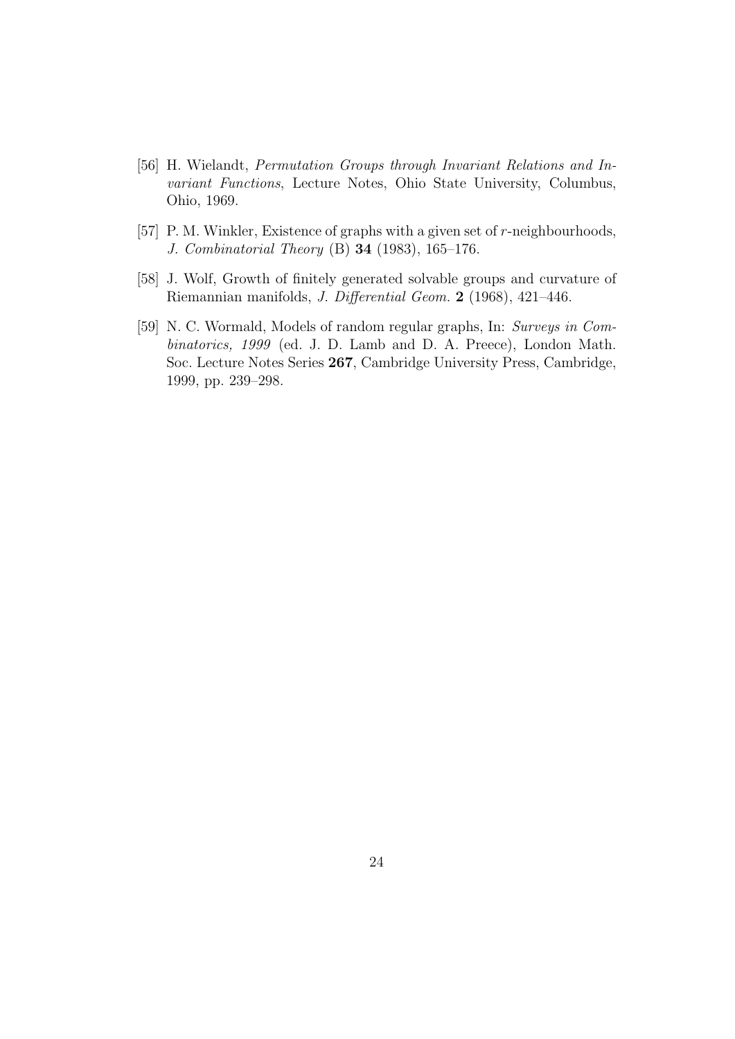[56] H. Wielandt, *Permutation Groups through Invariant Relations and Invariant Functions*, Lecture Notes, Ohio State University, Columbus, Ohio, 1969.

[57] P. M. Winkler, Existence of graphs with a given set of $r$-neighbourhoods, *J. Combinatorial Theory* (B) **34** (1983), 165–176.

[58] J. Wolf, Growth of finitely generated solvable groups and curvature of Riemannian manifolds, *J. Differential Geom.* **2** (1968), 421–446.

[59] N. C. Wormald, Models of random regular graphs, In: *Surveys in Combinatorics, 1999* (ed. J. D. Lamb and D. A. Preece), London Math. Soc. Lecture Notes Series **267**, Cambridge University Press, Cambridge, 1999, pp. 239–298.